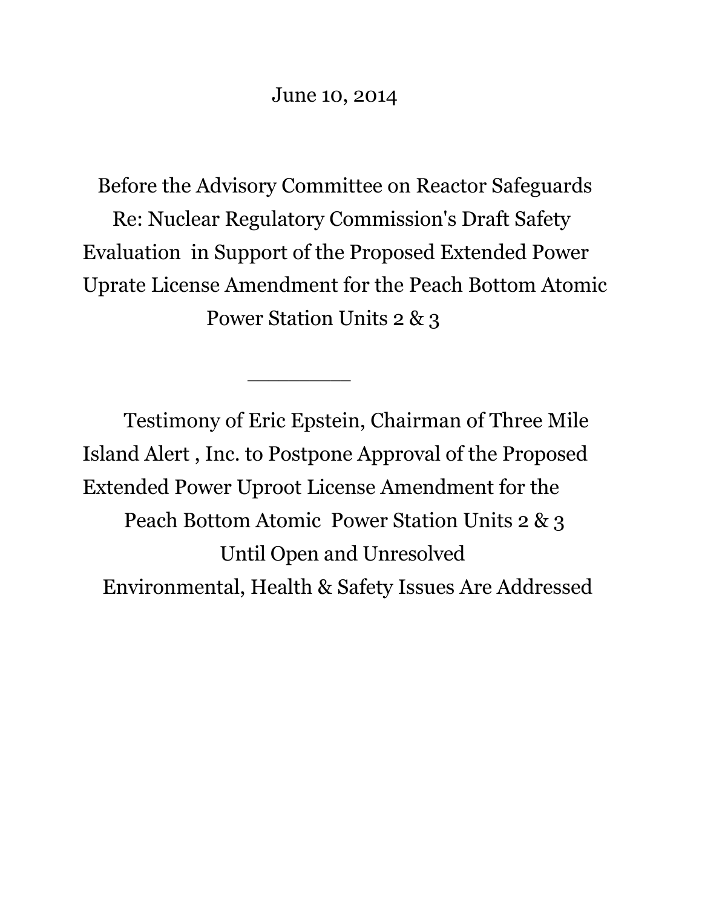June 10, 2014

Before the Advisory Committee on Reactor Safeguards
Re: Nuclear Regulatory Commission's Draft Safety Evaluation in Support of the Proposed Extended Power Uprate License Amendment for the Peach Bottom Atomic Power Station Units 2 & 3

---

Testimony of Eric Epstein, Chairman of Three Mile Island Alert , Inc. to Postpone Approval of the Proposed Extended Power Uproot License Amendment for the Peach Bottom Atomic Power Station Units 2 & 3 Until Open and Unresolved Environmental, Health & Safety Issues Are Addressed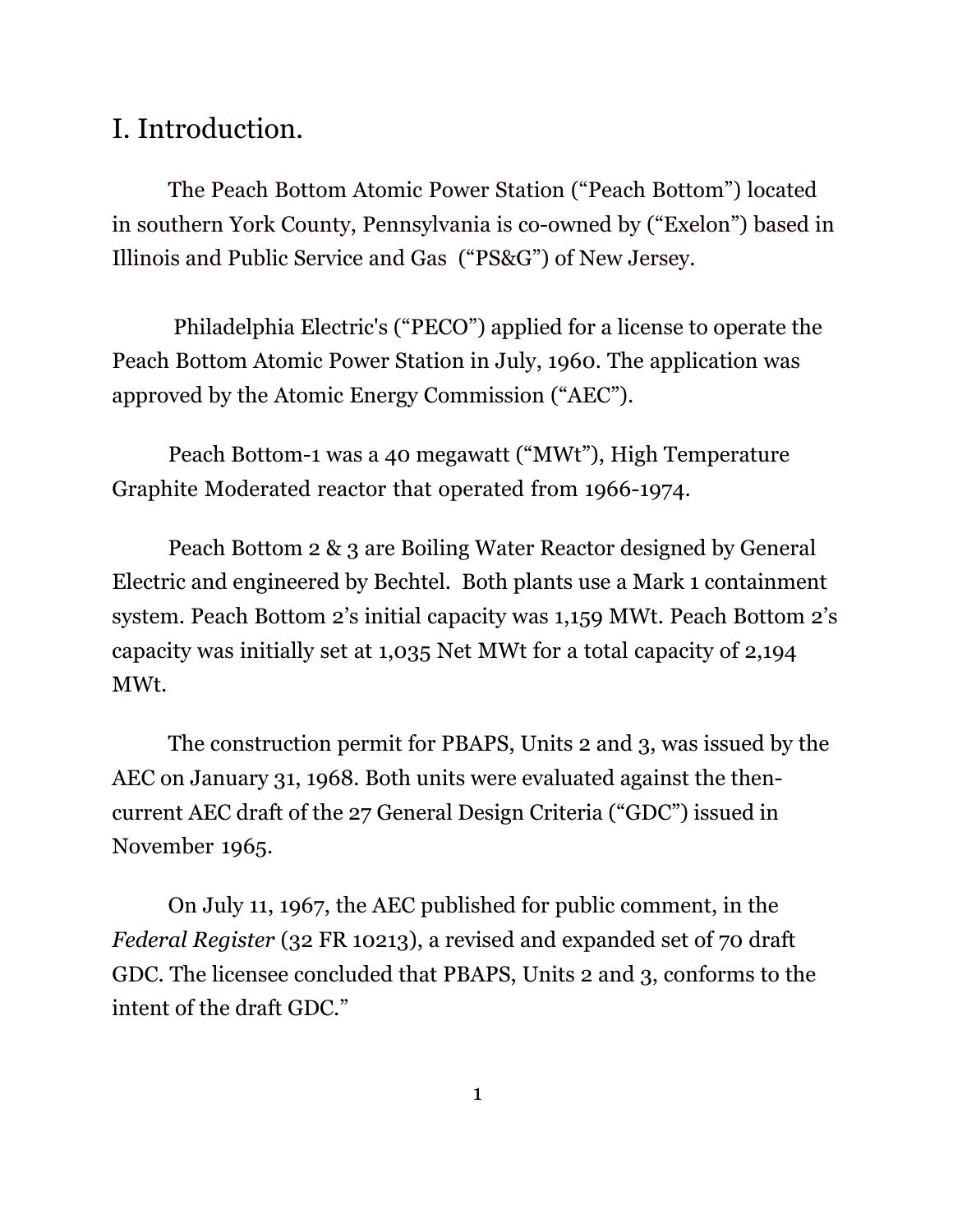# I. Introduction.

The Peach Bottom Atomic Power Station ("Peach Bottom") located in southern York County, Pennsylvania is co-owned by ("Exelon") based in Illinois and Public Service and Gas ("PS&G") of New Jersey.

Philadelphia Electric's ("PECO") applied for a license to operate the Peach Bottom Atomic Power Station in July, 1960. The application was approved by the Atomic Energy Commission ("AEC").

Peach Bottom-1 was a 40 megawatt ("MWt"), High Temperature Graphite Moderated reactor that operated from 1966-1974.

Peach Bottom 2 & 3 are Boiling Water Reactor designed by General Electric and engineered by Bechtel. Both plants use a Mark 1 containment system. Peach Bottom 2's initial capacity was 1,159 MWt. Peach Bottom 2's capacity was initially set at 1,035 Net MWt for a total capacity of 2,194 MWt.

The construction permit for PBAPS, Units 2 and 3, was issued by the AEC on January 31, 1968. Both units were evaluated against the then-current AEC draft of the 27 General Design Criteria ("GDC") issued in November 1965.

On July 11, 1967, the AEC published for public comment, in the *Federal Register* (32 FR 10213), a revised and expanded set of 70 draft GDC. The licensee concluded that PBAPS, Units 2 and 3, conforms to the intent of the draft GDC."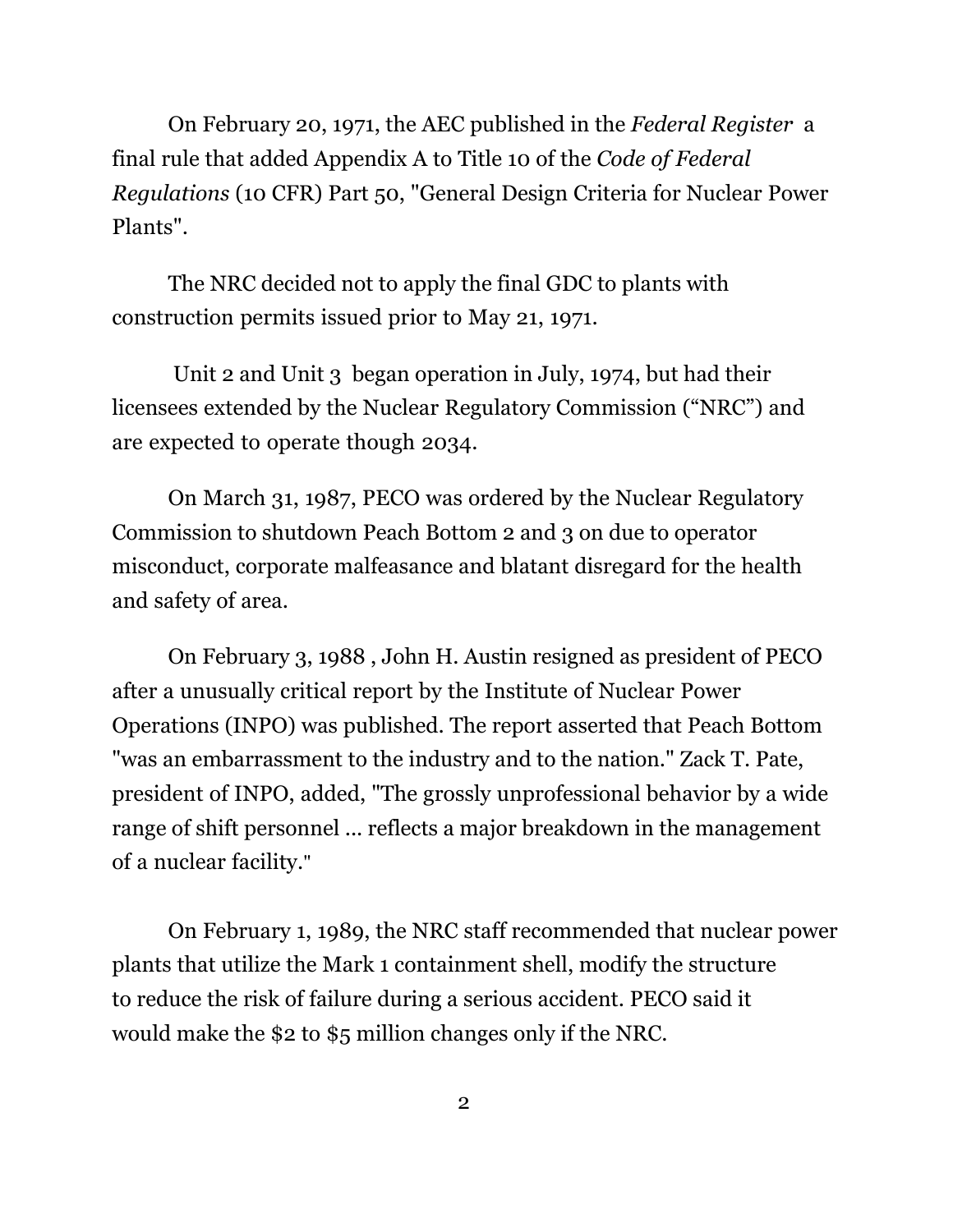On February 20, 1971, the AEC published in the *Federal Register* a final rule that added Appendix A to Title 10 of the *Code of Federal Regulations* (10 CFR) Part 50, "General Design Criteria for Nuclear Power Plants".

The NRC decided not to apply the final GDC to plants with construction permits issued prior to May 21, 1971.

Unit 2 and Unit 3 began operation in July, 1974, but had their licensees extended by the Nuclear Regulatory Commission ("NRC") and are expected to operate though 2034.

On March 31, 1987, PECO was ordered by the Nuclear Regulatory Commission to shutdown Peach Bottom 2 and 3 on due to operator misconduct, corporate malfeasance and blatant disregard for the health and safety of area.

On February 3, 1988 , John H. Austin resigned as president of PECO after a unusually critical report by the Institute of Nuclear Power Operations (INPO) was published. The report asserted that Peach Bottom "was an embarrassment to the industry and to the nation." Zack T. Pate, president of INPO, added, "The grossly unprofessional behavior by a wide range of shift personnel ... reflects a major breakdown in the management of a nuclear facility."

On February 1, 1989, the NRC staff recommended that nuclear power plants that utilize the Mark 1 containment shell, modify the structure to reduce the risk of failure during a serious accident. PECO said it would make the $2 to $5 million changes only if the NRC.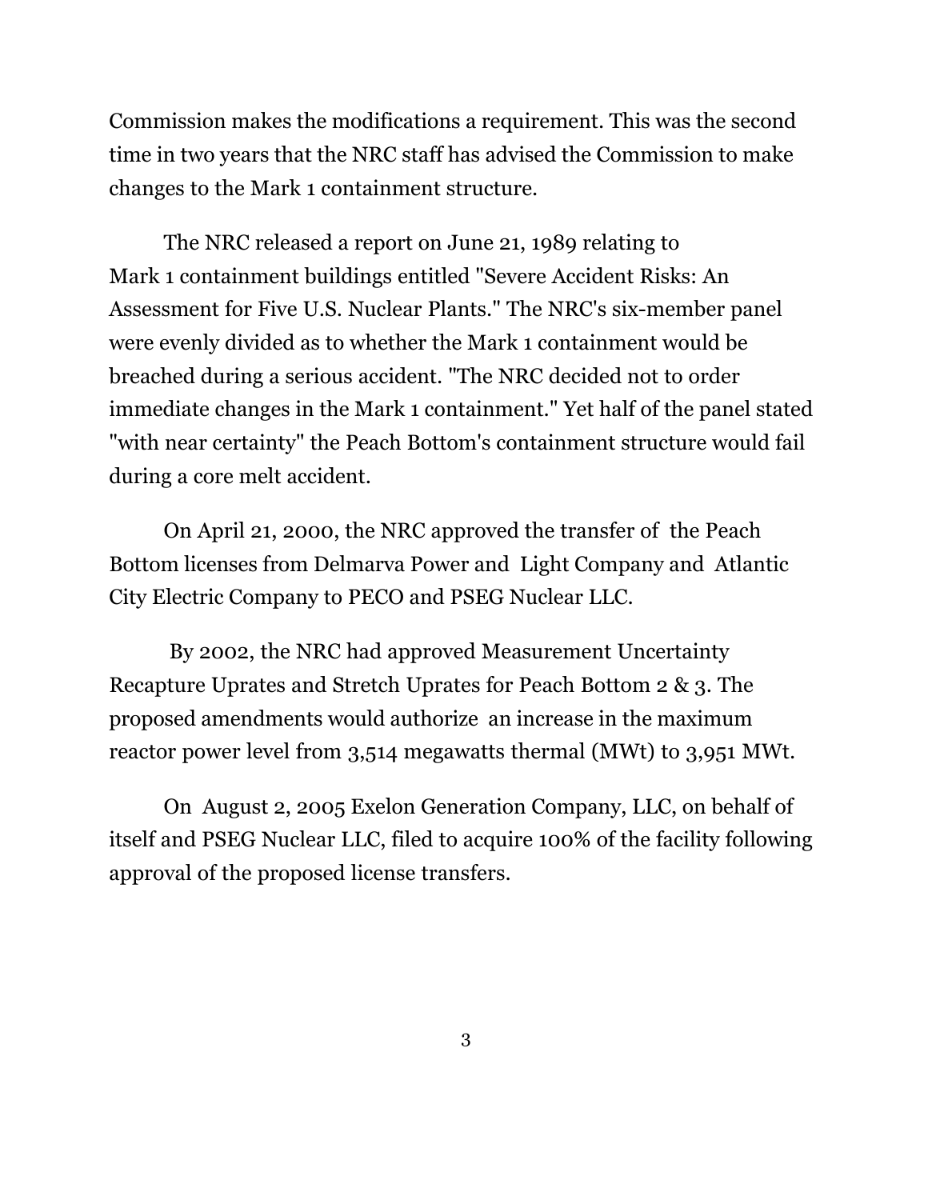Commission makes the modifications a requirement. This was the second time in two years that the NRC staff has advised the Commission to make changes to the Mark 1 containment structure.

The NRC released a report on June 21, 1989 relating to Mark 1 containment buildings entitled "Severe Accident Risks: An Assessment for Five U.S. Nuclear Plants." The NRC's six-member panel were evenly divided as to whether the Mark 1 containment would be breached during a serious accident. "The NRC decided not to order immediate changes in the Mark 1 containment." Yet half of the panel stated "with near certainty" the Peach Bottom's containment structure would fail during a core melt accident.

On April 21, 2000, the NRC approved the transfer of the Peach Bottom licenses from Delmarva Power and Light Company and Atlantic City Electric Company to PECO and PSEG Nuclear LLC.

By 2002, the NRC had approved Measurement Uncertainty Recapture Uprates and Stretch Uprates for Peach Bottom 2 & 3. The proposed amendments would authorize an increase in the maximum reactor power level from 3,514 megawatts thermal (MWt) to 3,951 MWt.

On August 2, 2005 Exelon Generation Company, LLC, on behalf of itself and PSEG Nuclear LLC, filed to acquire 100% of the facility following approval of the proposed license transfers.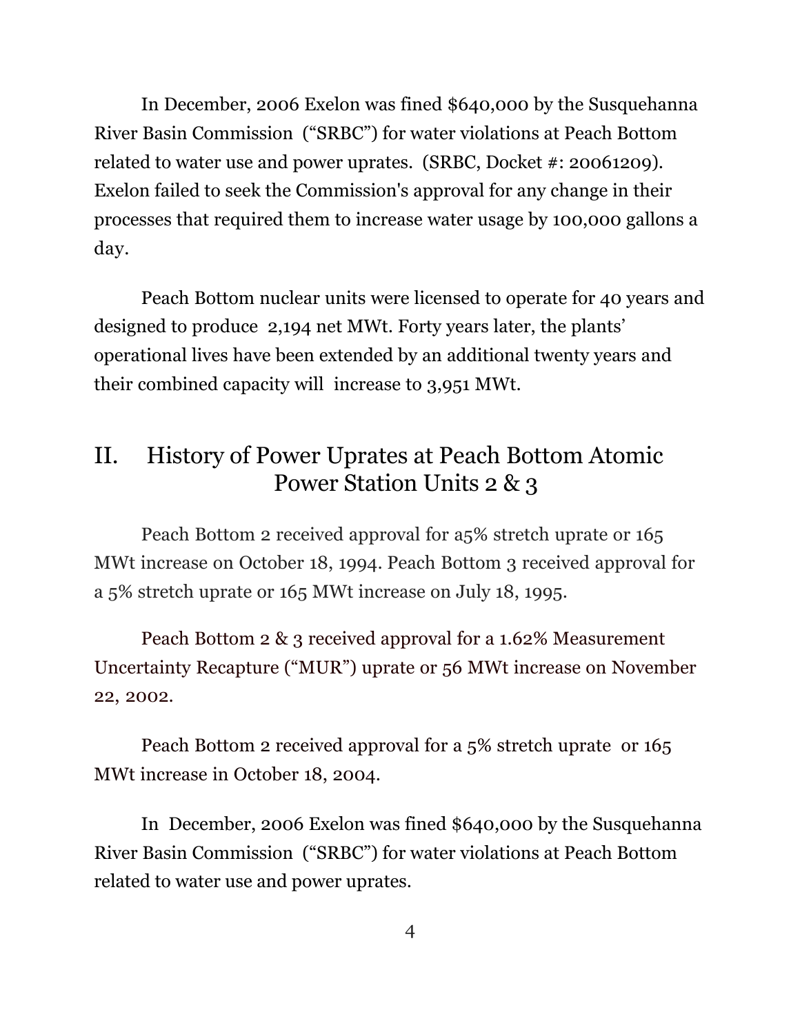In December, 2006 Exelon was fined $640,000 by the Susquehanna River Basin Commission ("SRBC") for water violations at Peach Bottom related to water use and power uprates. (SRBC, Docket #: 20061209). Exelon failed to seek the Commission's approval for any change in their processes that required them to increase water usage by 100,000 gallons a day.

Peach Bottom nuclear units were licensed to operate for 40 years and designed to produce 2,194 net MWt. Forty years later, the plants' operational lives have been extended by an additional twenty years and their combined capacity will increase to 3,951 MWt.

## II. History of Power Uprates at Peach Bottom Atomic Power Station Units 2 & 3

Peach Bottom 2 received approval for a5% stretch uprate or 165 MWt increase on October 18, 1994. Peach Bottom 3 received approval for a 5% stretch uprate or 165 MWt increase on July 18, 1995.

Peach Bottom 2 & 3 received approval for a 1.62% Measurement Uncertainty Recapture ("MUR") uprate or 56 MWt increase on November 22, 2002.

Peach Bottom 2 received approval for a 5% stretch uprate or 165 MWt increase in October 18, 2004.

In December, 2006 Exelon was fined $640,000 by the Susquehanna River Basin Commission ("SRBC") for water violations at Peach Bottom related to water use and power uprates.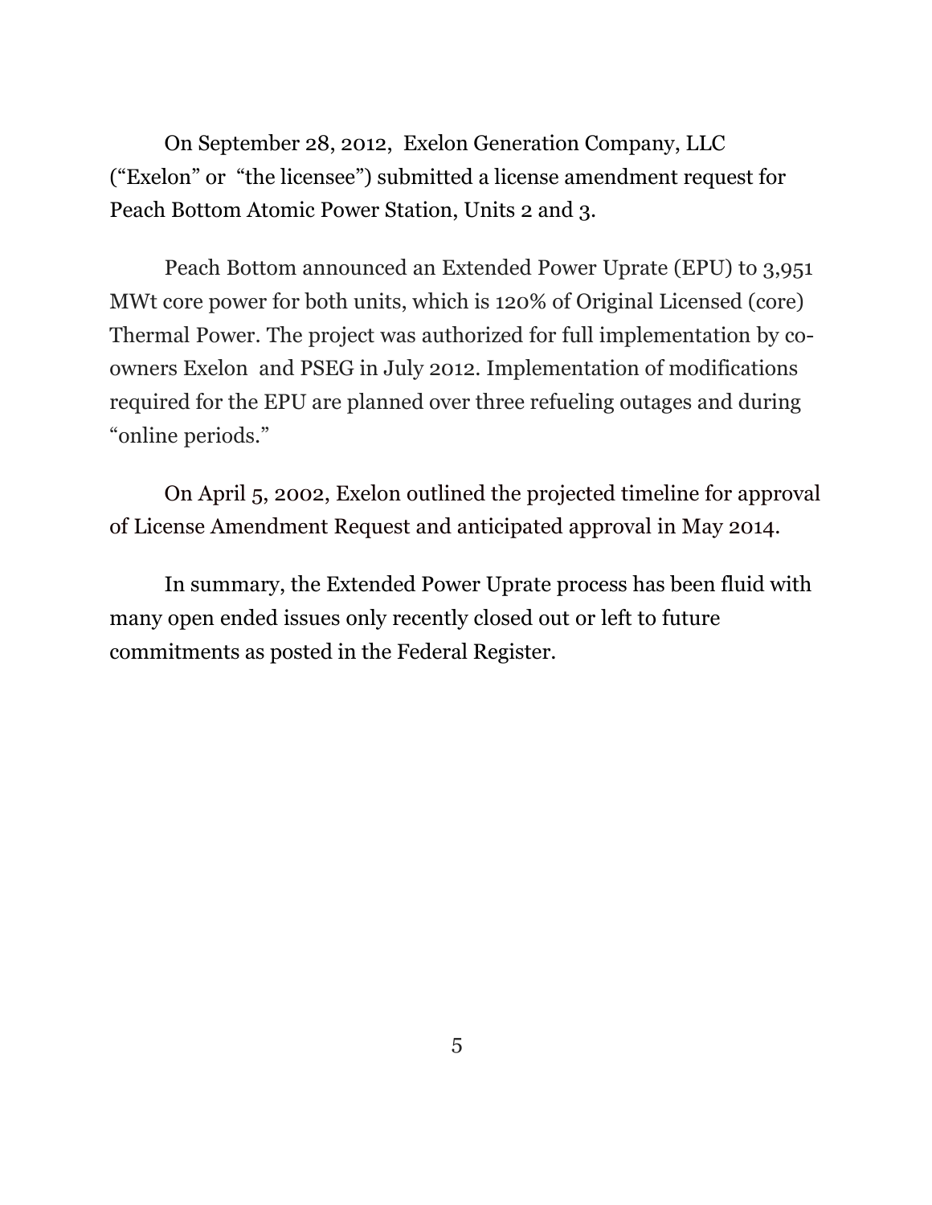On September 28, 2012, Exelon Generation Company, LLC ("Exelon" or "the licensee") submitted a license amendment request for Peach Bottom Atomic Power Station, Units 2 and 3.

Peach Bottom announced an Extended Power Uprate (EPU) to 3,951 MWt core power for both units, which is 120% of Original Licensed (core) Thermal Power. The project was authorized for full implementation by co-owners Exelon and PSEG in July 2012. Implementation of modifications required for the EPU are planned over three refueling outages and during "online periods."

On April 5, 2002, Exelon outlined the projected timeline for approval of License Amendment Request and anticipated approval in May 2014.

In summary, the Extended Power Uprate process has been fluid with many open ended issues only recently closed out or left to future commitments as posted in the Federal Register.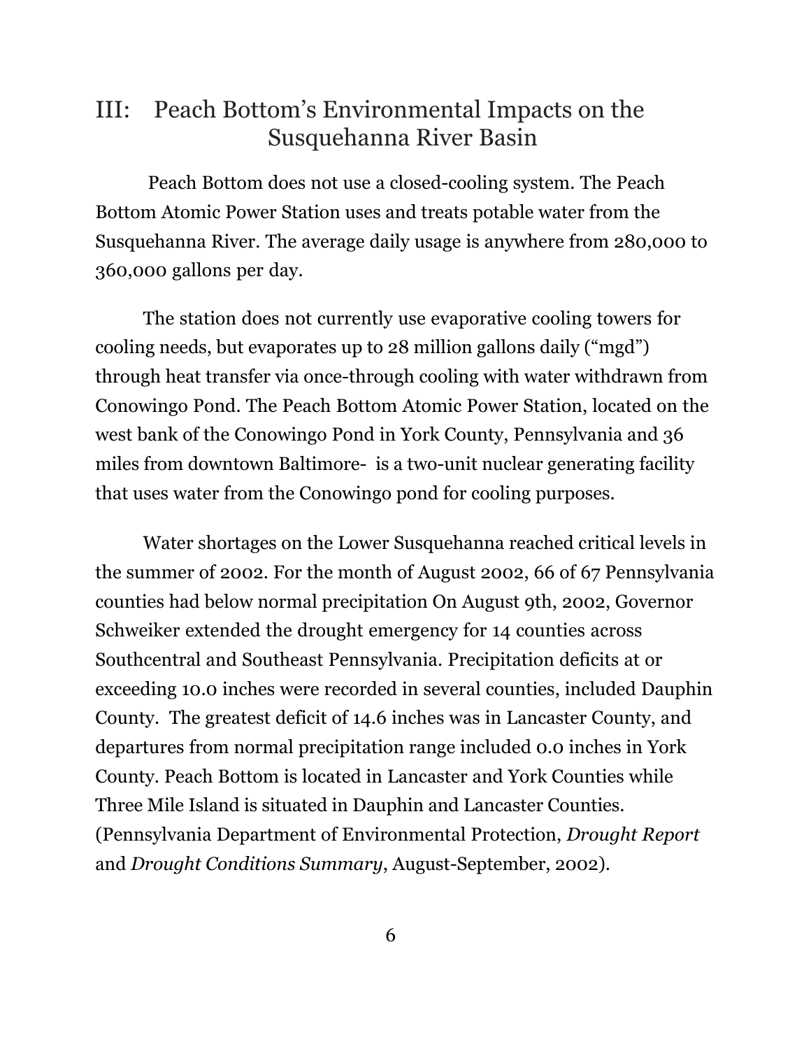## III: Peach Bottom's Environmental Impacts on the Susquehanna River Basin

Peach Bottom does not use a closed-cooling system. The Peach Bottom Atomic Power Station uses and treats potable water from the Susquehanna River. The average daily usage is anywhere from 280,000 to 360,000 gallons per day.

The station does not currently use evaporative cooling towers for cooling needs, but evaporates up to 28 million gallons daily ("mgd") through heat transfer via once-through cooling with water withdrawn from Conowingo Pond. The Peach Bottom Atomic Power Station, located on the west bank of the Conowingo Pond in York County, Pennsylvania and 36 miles from downtown Baltimore- is a two-unit nuclear generating facility that uses water from the Conowingo pond for cooling purposes.

Water shortages on the Lower Susquehanna reached critical levels in the summer of 2002. For the month of August 2002, 66 of 67 Pennsylvania counties had below normal precipitation On August 9th, 2002, Governor Schweiker extended the drought emergency for 14 counties across Southcentral and Southeast Pennsylvania. Precipitation deficits at or exceeding 10.0 inches were recorded in several counties, included Dauphin County. The greatest deficit of 14.6 inches was in Lancaster County, and departures from normal precipitation range included 0.0 inches in York County. Peach Bottom is located in Lancaster and York Counties while Three Mile Island is situated in Dauphin and Lancaster Counties. (Pennsylvania Department of Environmental Protection, *Drought Report* and *Drought Conditions Summary*, August-September, 2002).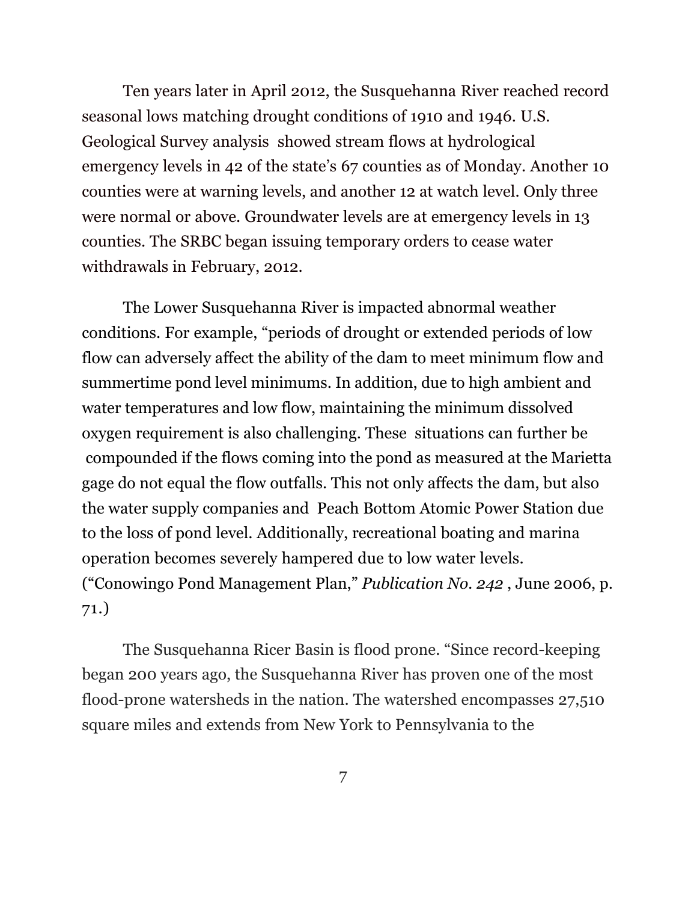Ten years later in April 2012, the Susquehanna River reached record seasonal lows matching drought conditions of 1910 and 1946. U.S. Geological Survey analysis showed stream flows at hydrological emergency levels in 42 of the state's 67 counties as of Monday. Another 10 counties were at warning levels, and another 12 at watch level. Only three were normal or above. Groundwater levels are at emergency levels in 13 counties. The SRBC began issuing temporary orders to cease water withdrawals in February, 2012.

The Lower Susquehanna River is impacted abnormal weather conditions. For example, "periods of drought or extended periods of low flow can adversely affect the ability of the dam to meet minimum flow and summertime pond level minimums. In addition, due to high ambient and water temperatures and low flow, maintaining the minimum dissolved oxygen requirement is also challenging. These situations can further be compounded if the flows coming into the pond as measured at the Marietta gage do not equal the flow outfalls. This not only affects the dam, but also the water supply companies and Peach Bottom Atomic Power Station due to the loss of pond level. Additionally, recreational boating and marina operation becomes severely hampered due to low water levels. ("Conowingo Pond Management Plan," *Publication No. 242* , June 2006, p. 71.)

The Susquehanna Ricer Basin is flood prone. "Since record-keeping began 200 years ago, the Susquehanna River has proven one of the most flood-prone watersheds in the nation. The watershed encompasses 27,510 square miles and extends from New York to Pennsylvania to the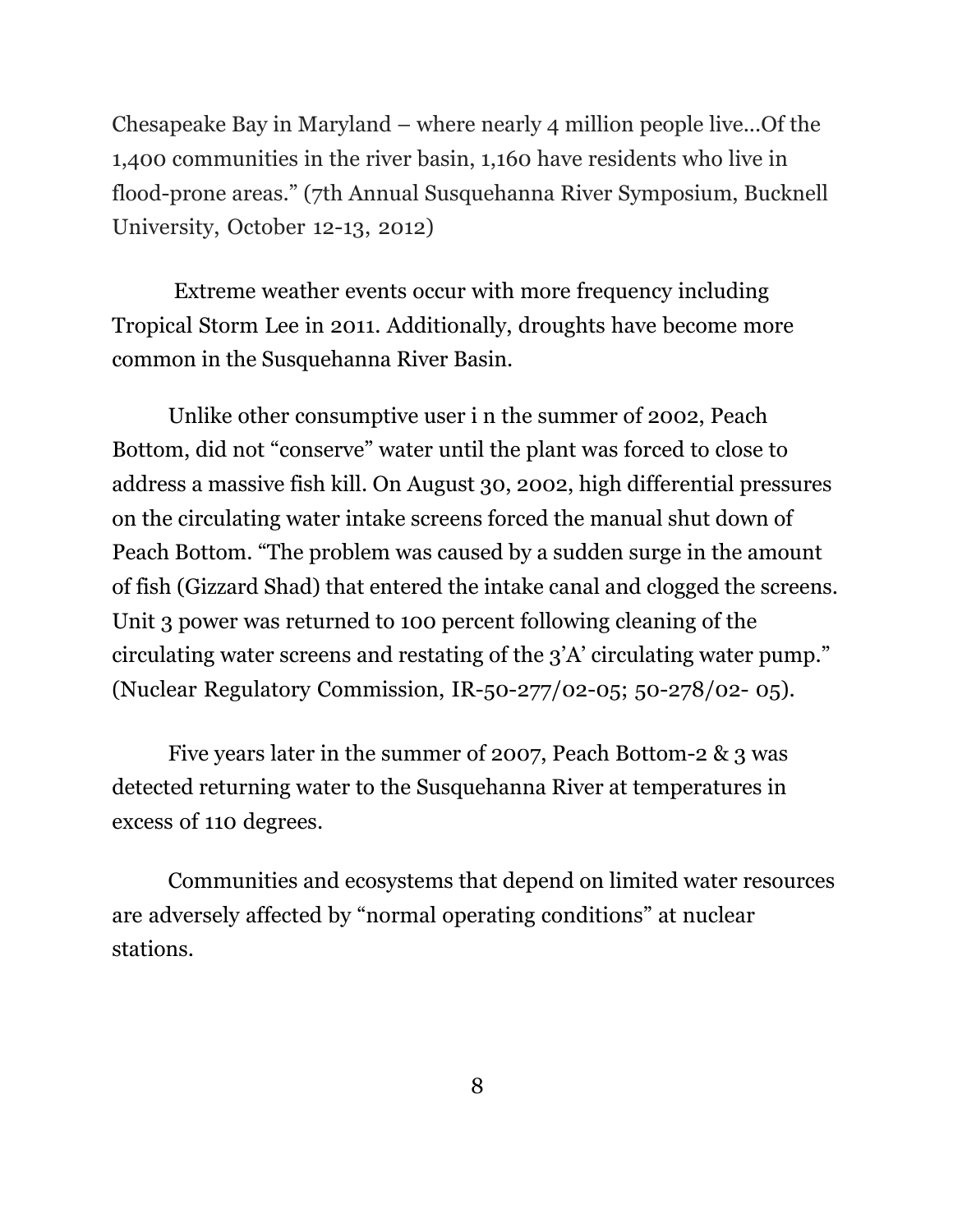Chesapeake Bay in Maryland – where nearly 4 million people live...Of the 1,400 communities in the river basin, 1,160 have residents who live in flood-prone areas." (7th Annual Susquehanna River Symposium, Bucknell University, October 12-13, 2012)

Extreme weather events occur with more frequency including Tropical Storm Lee in 2011. Additionally, droughts have become more common in the Susquehanna River Basin.

Unlike other consumptive user i n the summer of 2002, Peach Bottom, did not "conserve" water until the plant was forced to close to address a massive fish kill. On August 30, 2002, high differential pressures on the circulating water intake screens forced the manual shut down of Peach Bottom. "The problem was caused by a sudden surge in the amount of fish (Gizzard Shad) that entered the intake canal and clogged the screens. Unit 3 power was returned to 100 percent following cleaning of the circulating water screens and restating of the 3'A' circulating water pump." (Nuclear Regulatory Commission, IR-50-277/02-05; 50-278/02- 05).

Five years later in the summer of 2007, Peach Bottom-2 & 3 was detected returning water to the Susquehanna River at temperatures in excess of 110 degrees.

Communities and ecosystems that depend on limited water resources are adversely affected by "normal operating conditions" at nuclear stations.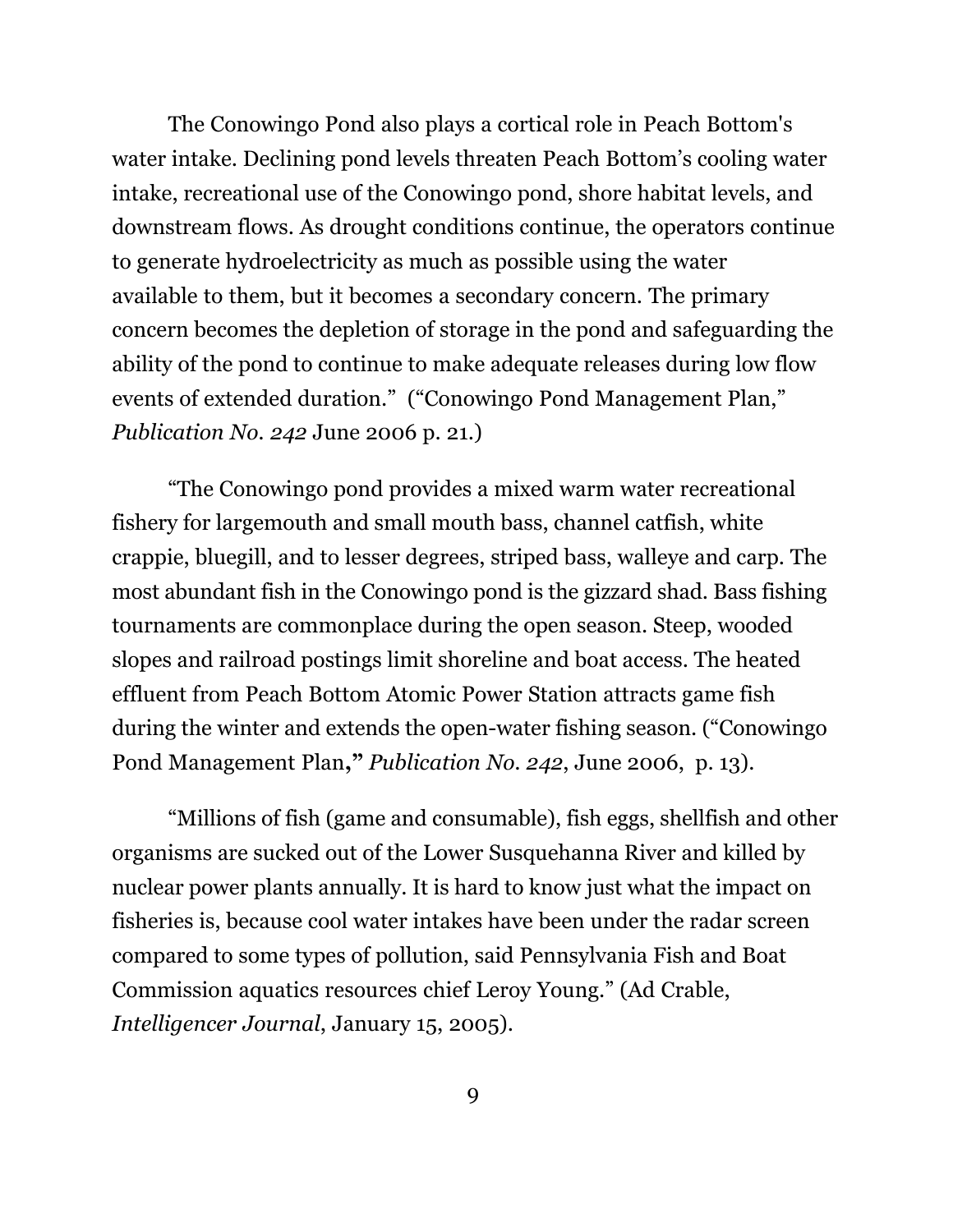The Conowingo Pond also plays a cortical role in Peach Bottom's water intake. Declining pond levels threaten Peach Bottom's cooling water intake, recreational use of the Conowingo pond, shore habitat levels, and downstream flows. As drought conditions continue, the operators continue to generate hydroelectricity as much as possible using the water available to them, but it becomes a secondary concern. The primary concern becomes the depletion of storage in the pond and safeguarding the ability of the pond to continue to make adequate releases during low flow events of extended duration." ("Conowingo Pond Management Plan," *Publication No. 242* June 2006 p. 21.)

"The Conowingo pond provides a mixed warm water recreational fishery for largemouth and small mouth bass, channel catfish, white crappie, bluegill, and to lesser degrees, striped bass, walleye and carp. The most abundant fish in the Conowingo pond is the gizzard shad. Bass fishing tournaments are commonplace during the open season. Steep, wooded slopes and railroad postings limit shoreline and boat access. The heated effluent from Peach Bottom Atomic Power Station attracts game fish during the winter and extends the open-water fishing season. ("Conowingo Pond Management Plan**,"** *Publication No. 242*, June 2006, p. 13).

"Millions of fish (game and consumable), fish eggs, shellfish and other organisms are sucked out of the Lower Susquehanna River and killed by nuclear power plants annually. It is hard to know just what the impact on fisheries is, because cool water intakes have been under the radar screen compared to some types of pollution, said Pennsylvania Fish and Boat Commission aquatics resources chief Leroy Young." (Ad Crable, *Intelligencer Journal*, January 15, 2005).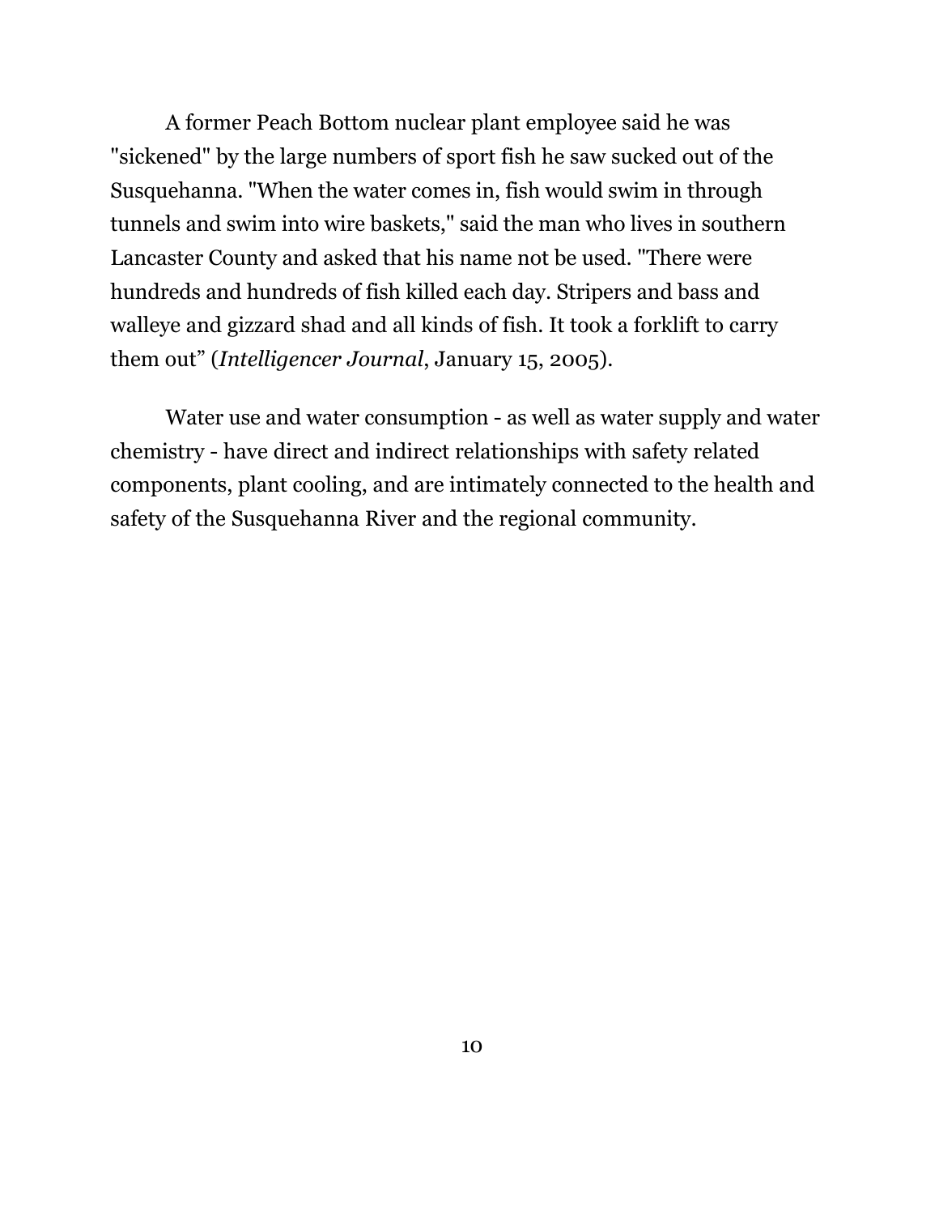A former Peach Bottom nuclear plant employee said he was "sickened" by the large numbers of sport fish he saw sucked out of the Susquehanna. "When the water comes in, fish would swim in through tunnels and swim into wire baskets," said the man who lives in southern Lancaster County and asked that his name not be used. "There were hundreds and hundreds of fish killed each day. Stripers and bass and walleye and gizzard shad and all kinds of fish. It took a forklift to carry them out" (*Intelligencer Journal*, January 15, 2005).

Water use and water consumption - as well as water supply and water chemistry - have direct and indirect relationships with safety related components, plant cooling, and are intimately connected to the health and safety of the Susquehanna River and the regional community.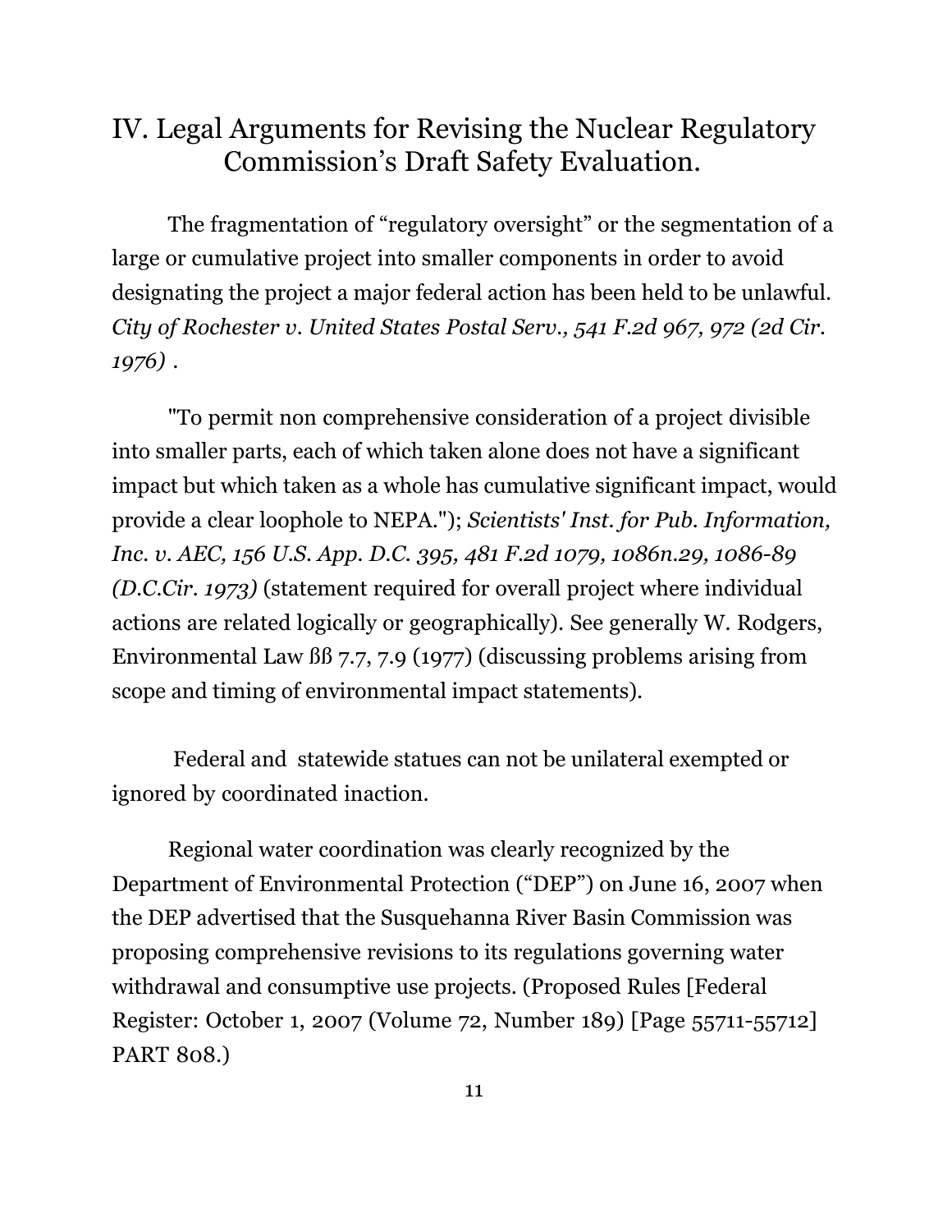## IV. Legal Arguments for Revising the Nuclear Regulatory Commission's Draft Safety Evaluation.

The fragmentation of "regulatory oversight" or the segmentation of a large or cumulative project into smaller components in order to avoid designating the project a major federal action has been held to be unlawful. *City of Rochester v. United States Postal Serv., 541 F.2d 967, 972 (2d Cir. 1976)* .

"To permit non comprehensive consideration of a project divisible into smaller parts, each of which taken alone does not have a significant impact but which taken as a whole has cumulative significant impact, would provide a clear loophole to NEPA."); *Scientists' Inst. for Pub. Information, Inc. v. AEC, 156 U.S. App. D.C. 395, 481 F.2d 1079, 1086n.29, 1086-89 (D.C.Cir. 1973)* (statement required for overall project where individual actions are related logically or geographically). See generally W. Rodgers, Environmental Law ßß 7.7, 7.9 (1977) (discussing problems arising from scope and timing of environmental impact statements).

Federal and statewide statues can not be unilateral exempted or ignored by coordinated inaction.

Regional water coordination was clearly recognized by the Department of Environmental Protection ("DEP") on June 16, 2007 when the DEP advertised that the Susquehanna River Basin Commission was proposing comprehensive revisions to its regulations governing water withdrawal and consumptive use projects. (Proposed Rules [Federal Register: October 1, 2007 (Volume 72, Number 189) [Page 55711-55712] PART 808.)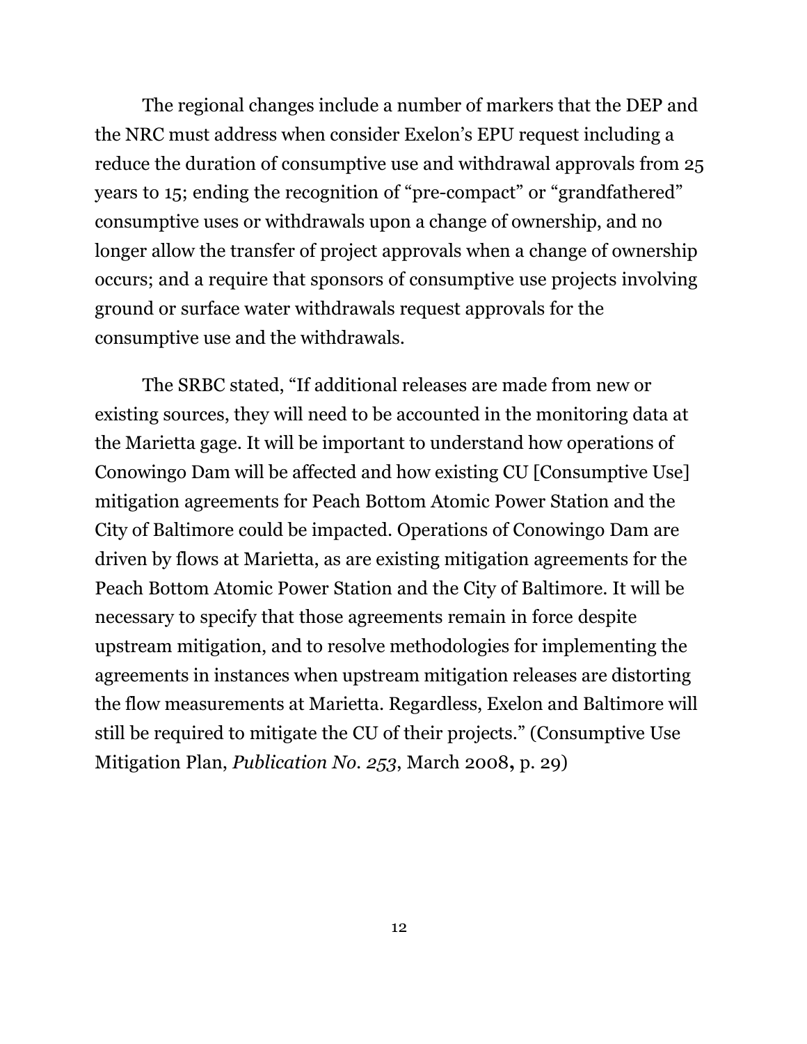The regional changes include a number of markers that the DEP and the NRC must address when consider Exelon's EPU request including a reduce the duration of consumptive use and withdrawal approvals from 25 years to 15; ending the recognition of "pre-compact" or "grandfathered" consumptive uses or withdrawals upon a change of ownership, and no longer allow the transfer of project approvals when a change of ownership occurs; and a require that sponsors of consumptive use projects involving ground or surface water withdrawals request approvals for the consumptive use and the withdrawals.

The SRBC stated, "If additional releases are made from new or existing sources, they will need to be accounted in the monitoring data at the Marietta gage. It will be important to understand how operations of Conowingo Dam will be affected and how existing CU [Consumptive Use] mitigation agreements for Peach Bottom Atomic Power Station and the City of Baltimore could be impacted. Operations of Conowingo Dam are driven by flows at Marietta, as are existing mitigation agreements for the Peach Bottom Atomic Power Station and the City of Baltimore. It will be necessary to specify that those agreements remain in force despite upstream mitigation, and to resolve methodologies for implementing the agreements in instances when upstream mitigation releases are distorting the flow measurements at Marietta. Regardless, Exelon and Baltimore will still be required to mitigate the CU of their projects." (Consumptive Use Mitigation Plan, *Publication No. 253*, March 2008**,** p. 29)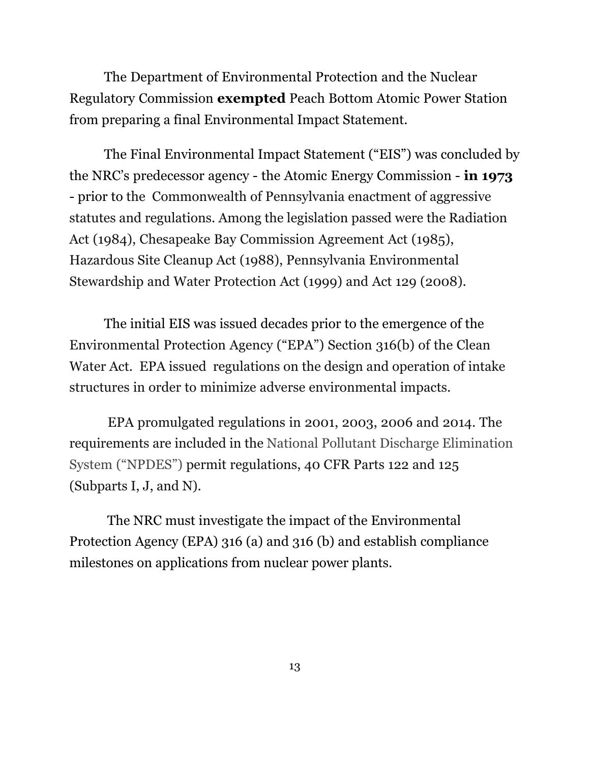The Department of Environmental Protection and the Nuclear Regulatory Commission **exempted** Peach Bottom Atomic Power Station from preparing a final Environmental Impact Statement.

The Final Environmental Impact Statement ("EIS") was concluded by the NRC's predecessor agency - the Atomic Energy Commission - **in 1973** - prior to the Commonwealth of Pennsylvania enactment of aggressive statutes and regulations. Among the legislation passed were the Radiation Act (1984), Chesapeake Bay Commission Agreement Act (1985), Hazardous Site Cleanup Act (1988), Pennsylvania Environmental Stewardship and Water Protection Act (1999) and Act 129 (2008).

The initial EIS was issued decades prior to the emergence of the Environmental Protection Agency ("EPA") Section 316(b) of the Clean Water Act. EPA issued regulations on the design and operation of intake structures in order to minimize adverse environmental impacts.

EPA promulgated regulations in 2001, 2003, 2006 and 2014. The requirements are included in the National Pollutant Discharge Elimination System ("NPDES") permit regulations, 40 CFR Parts 122 and 125 (Subparts I, J, and N).

The NRC must investigate the impact of the Environmental Protection Agency (EPA) 316 (a) and 316 (b) and establish compliance milestones on applications from nuclear power plants.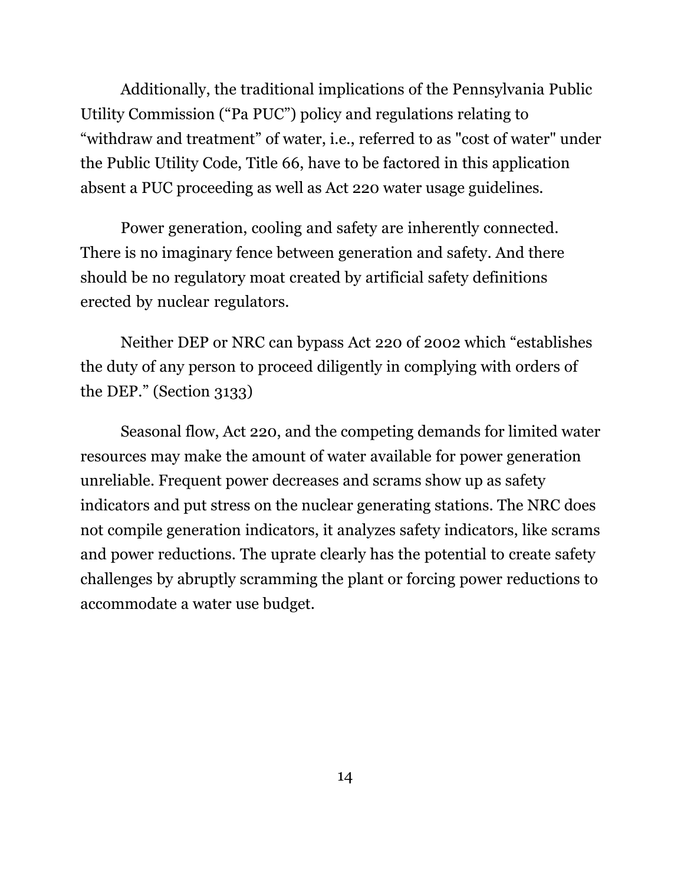Additionally, the traditional implications of the Pennsylvania Public Utility Commission ("Pa PUC") policy and regulations relating to "withdraw and treatment" of water, i.e., referred to as "cost of water" under the Public Utility Code, Title 66, have to be factored in this application absent a PUC proceeding as well as Act 220 water usage guidelines.

Power generation, cooling and safety are inherently connected. There is no imaginary fence between generation and safety. And there should be no regulatory moat created by artificial safety definitions erected by nuclear regulators.

Neither DEP or NRC can bypass Act 220 of 2002 which "establishes the duty of any person to proceed diligently in complying with orders of the DEP." (Section 3133)

Seasonal flow, Act 220, and the competing demands for limited water resources may make the amount of water available for power generation unreliable. Frequent power decreases and scrams show up as safety indicators and put stress on the nuclear generating stations. The NRC does not compile generation indicators, it analyzes safety indicators, like scrams and power reductions. The uprate clearly has the potential to create safety challenges by abruptly scramming the plant or forcing power reductions to accommodate a water use budget.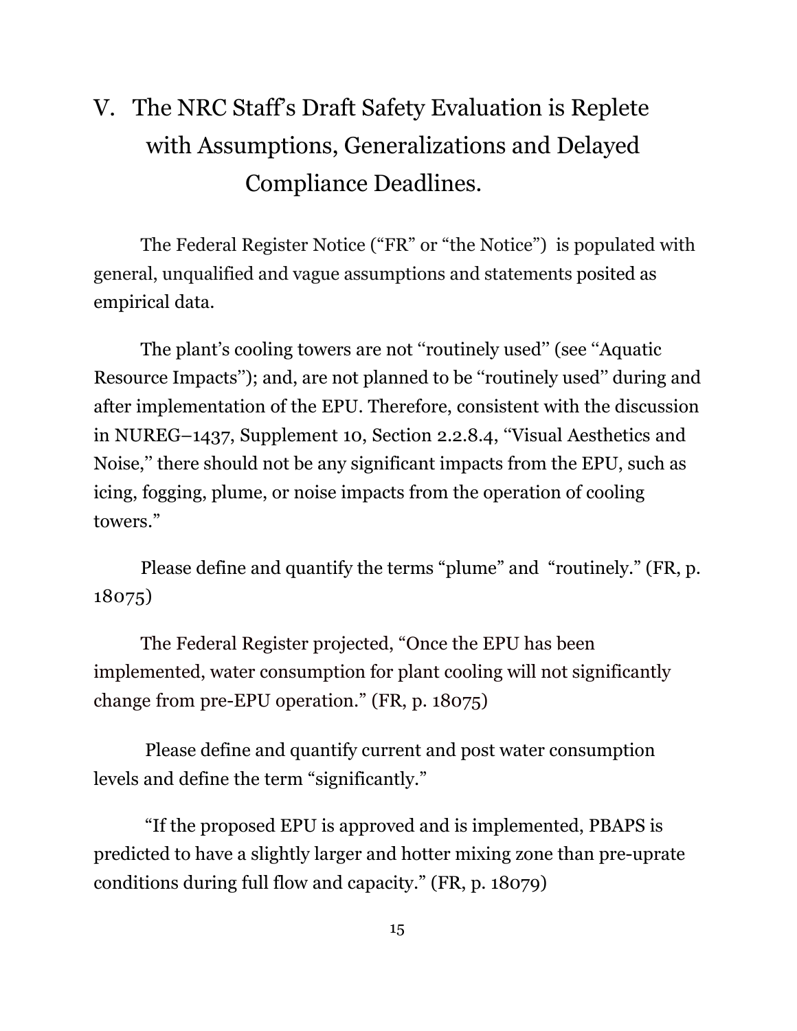## V. The NRC Staff's Draft Safety Evaluation is Replete with Assumptions, Generalizations and Delayed Compliance Deadlines.

The Federal Register Notice ("FR" or "the Notice") is populated with general, unqualified and vague assumptions and statements posited as empirical data.

The plant's cooling towers are not ''routinely used'' (see ''Aquatic Resource Impacts''); and, are not planned to be ''routinely used'' during and after implementation of the EPU. Therefore, consistent with the discussion in NUREG–1437, Supplement 10, Section 2.2.8.4, ''Visual Aesthetics and Noise,'' there should not be any significant impacts from the EPU, such as icing, fogging, plume, or noise impacts from the operation of cooling towers."

Please define and quantify the terms "plume" and "routinely." (FR, p. 18075)

The Federal Register projected, "Once the EPU has been implemented, water consumption for plant cooling will not significantly change from pre-EPU operation." (FR, p. 18075)

Please define and quantify current and post water consumption levels and define the term "significantly."

"If the proposed EPU is approved and is implemented, PBAPS is predicted to have a slightly larger and hotter mixing zone than pre-uprate conditions during full flow and capacity." (FR, p. 18079)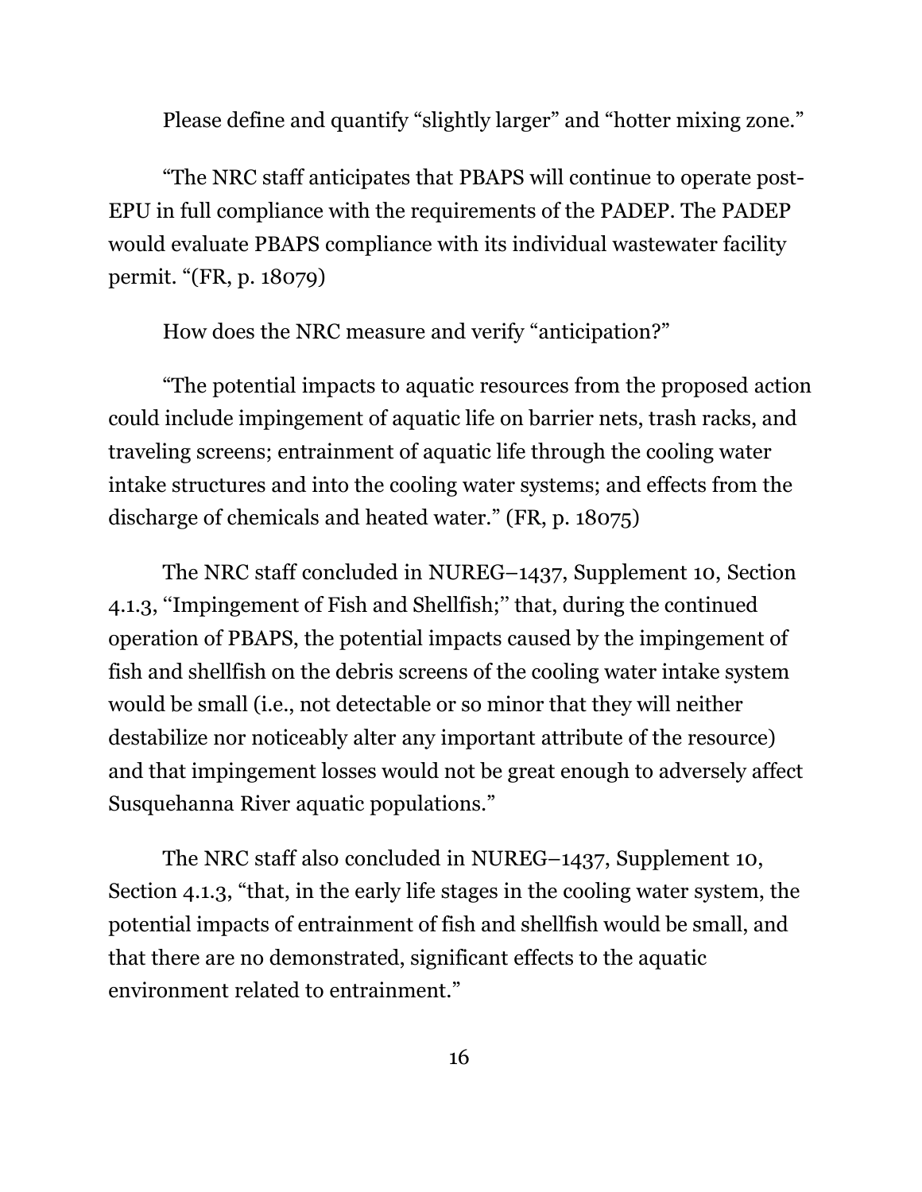Please define and quantify "slightly larger" and "hotter mixing zone."

"The NRC staff anticipates that PBAPS will continue to operate post-EPU in full compliance with the requirements of the PADEP. The PADEP would evaluate PBAPS compliance with its individual wastewater facility permit. "(FR, p. 18079)

How does the NRC measure and verify "anticipation?"

"The potential impacts to aquatic resources from the proposed action could include impingement of aquatic life on barrier nets, trash racks, and traveling screens; entrainment of aquatic life through the cooling water intake structures and into the cooling water systems; and effects from the discharge of chemicals and heated water." (FR, p. 18075)

The NRC staff concluded in NUREG–1437, Supplement 10, Section 4.1.3, ''Impingement of Fish and Shellfish;'' that, during the continued operation of PBAPS, the potential impacts caused by the impingement of fish and shellfish on the debris screens of the cooling water intake system would be small (i.e., not detectable or so minor that they will neither destabilize nor noticeably alter any important attribute of the resource) and that impingement losses would not be great enough to adversely affect Susquehanna River aquatic populations."

The NRC staff also concluded in NUREG–1437, Supplement 10, Section 4.1.3, "that, in the early life stages in the cooling water system, the potential impacts of entrainment of fish and shellfish would be small, and that there are no demonstrated, significant effects to the aquatic environment related to entrainment."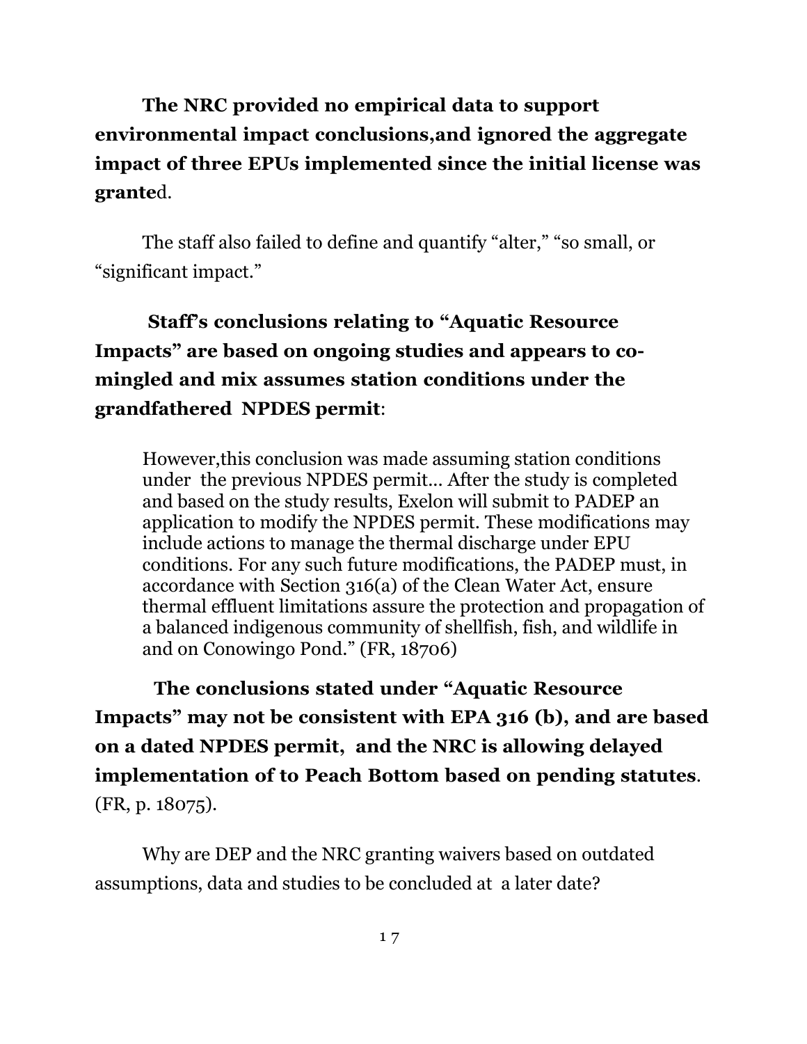**The NRC provided no empirical data to support environmental impact conclusions,and ignored the aggregate impact of three EPUs implemented since the initial license was grante**d.

The staff also failed to define and quantify "alter," "so small, or "significant impact."

**Staff's conclusions relating to "Aquatic Resource Impacts" are based on ongoing studies and appears to co-mingled and mix assumes station conditions under the grandfathered NPDES permit**:

> However,this conclusion was made assuming station conditions under the previous NPDES permit... After the study is completed and based on the study results, Exelon will submit to PADEP an application to modify the NPDES permit. These modifications may include actions to manage the thermal discharge under EPU conditions. For any such future modifications, the PADEP must, in accordance with Section 316(a) of the Clean Water Act, ensure thermal effluent limitations assure the protection and propagation of a balanced indigenous community of shellfish, fish, and wildlife in and on Conowingo Pond." (FR, 18706)

**The conclusions stated under "Aquatic Resource Impacts" may not be consistent with EPA 316 (b), and are based on a dated NPDES permit, and the NRC is allowing delayed implementation of to Peach Bottom based on pending statutes**. (FR, p. 18075).

Why are DEP and the NRC granting waivers based on outdated assumptions, data and studies to be concluded at a later date?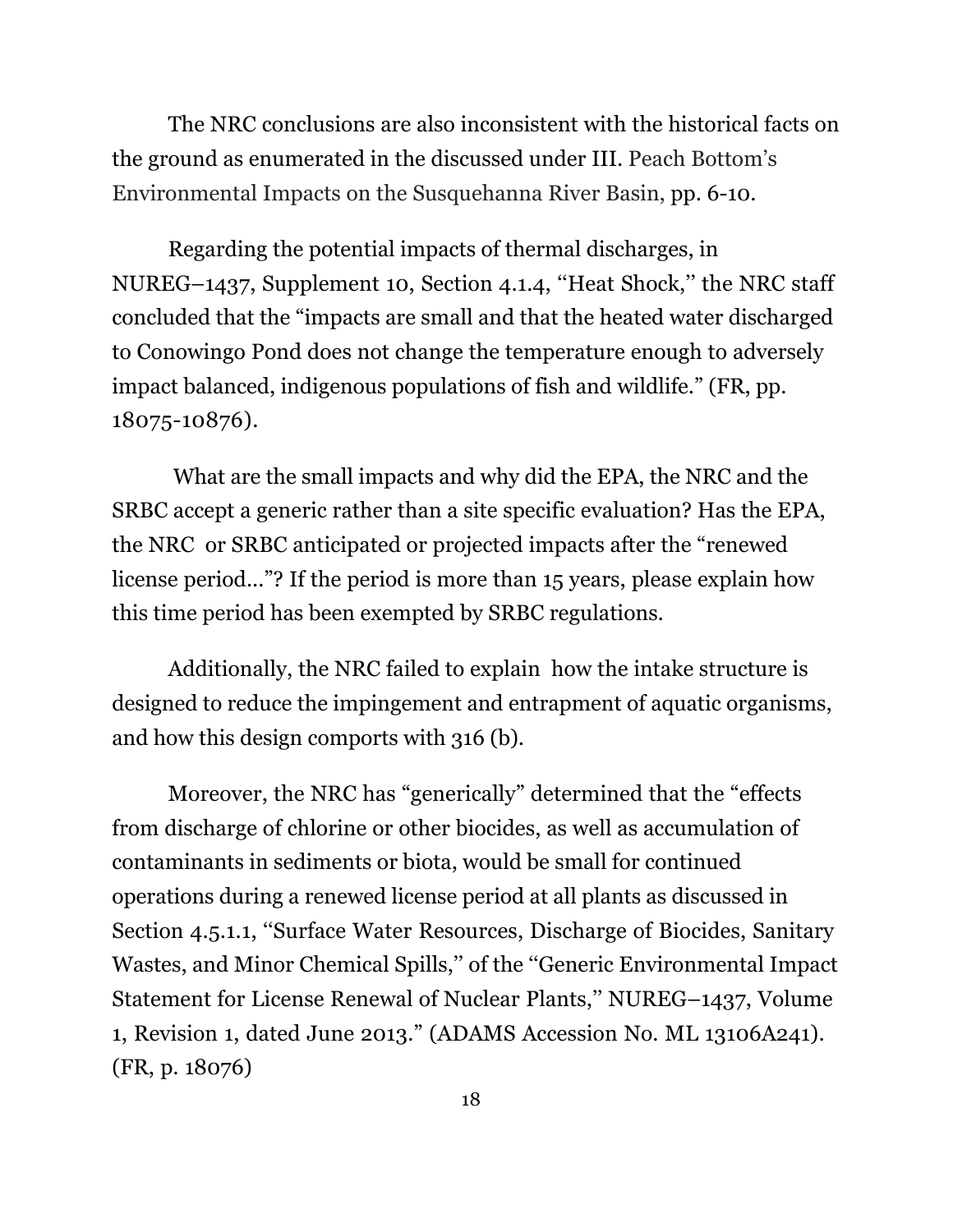The NRC conclusions are also inconsistent with the historical facts on the ground as enumerated in the discussed under III. Peach Bottom's Environmental Impacts on the Susquehanna River Basin, pp. 6-10.

Regarding the potential impacts of thermal discharges, in NUREG–1437, Supplement 10, Section 4.1.4, ''Heat Shock,'' the NRC staff concluded that the "impacts are small and that the heated water discharged to Conowingo Pond does not change the temperature enough to adversely impact balanced, indigenous populations of fish and wildlife." (FR, pp. 18075-10876).

What are the small impacts and why did the EPA, the NRC and the SRBC accept a generic rather than a site specific evaluation? Has the EPA, the NRC or SRBC anticipated or projected impacts after the "renewed license period..."? If the period is more than 15 years, please explain how this time period has been exempted by SRBC regulations.

Additionally, the NRC failed to explain how the intake structure is designed to reduce the impingement and entrapment of aquatic organisms, and how this design comports with 316 (b).

Moreover, the NRC has "generically" determined that the "effects from discharge of chlorine or other biocides, as well as accumulation of contaminants in sediments or biota, would be small for continued operations during a renewed license period at all plants as discussed in Section 4.5.1.1, ''Surface Water Resources, Discharge of Biocides, Sanitary Wastes, and Minor Chemical Spills,'' of the ''Generic Environmental Impact Statement for License Renewal of Nuclear Plants,'' NUREG–1437, Volume 1, Revision 1, dated June 2013." (ADAMS Accession No. ML 13106A241). (FR, p. 18076)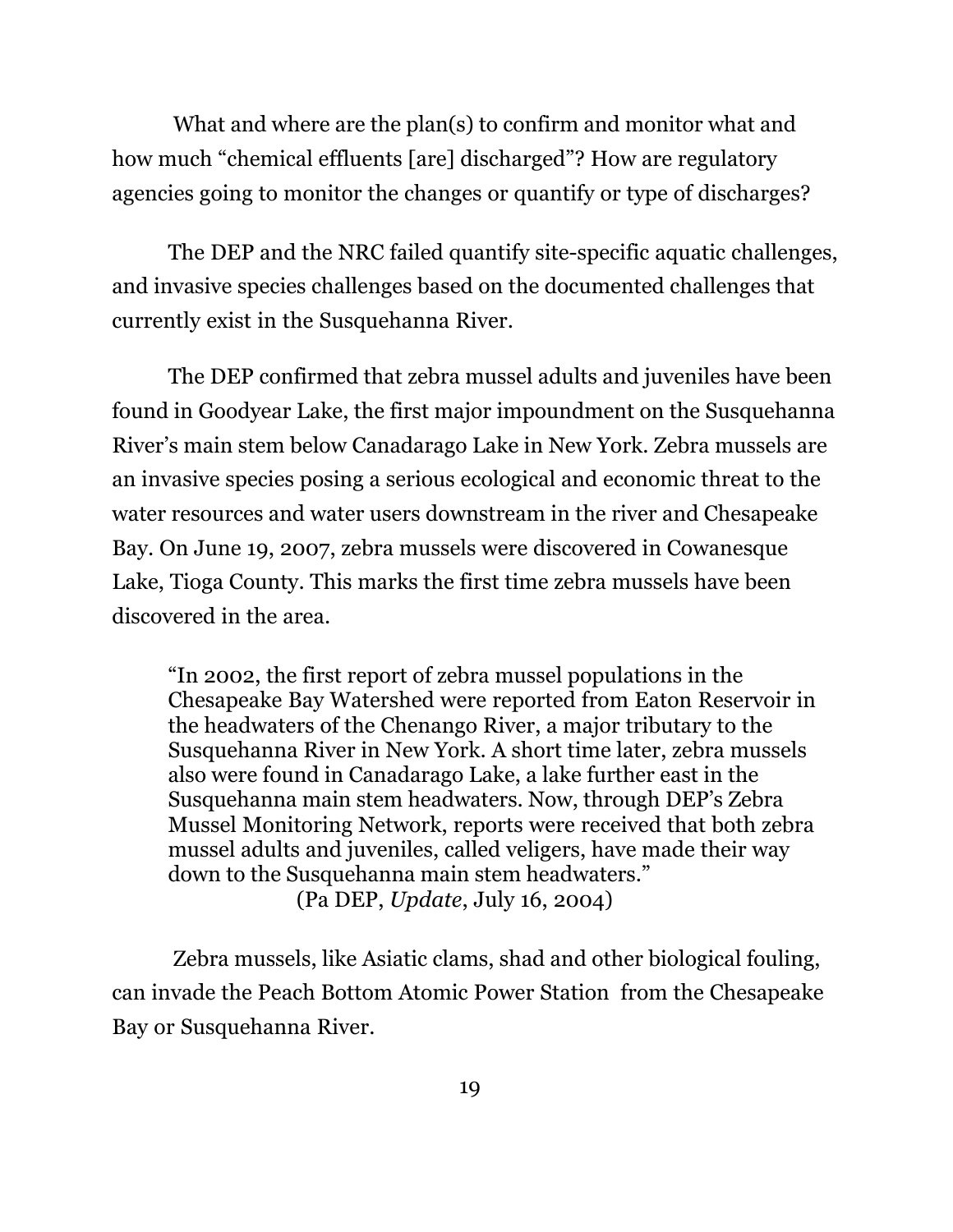What and where are the plan(s) to confirm and monitor what and how much "chemical effluents [are] discharged"? How are regulatory agencies going to monitor the changes or quantify or type of discharges?

The DEP and the NRC failed quantify site-specific aquatic challenges, and invasive species challenges based on the documented challenges that currently exist in the Susquehanna River.

The DEP confirmed that zebra mussel adults and juveniles have been found in Goodyear Lake, the first major impoundment on the Susquehanna River's main stem below Canadarago Lake in New York. Zebra mussels are an invasive species posing a serious ecological and economic threat to the water resources and water users downstream in the river and Chesapeake Bay. On June 19, 2007, zebra mussels were discovered in Cowanesque Lake, Tioga County. This marks the first time zebra mussels have been discovered in the area.

> "In 2002, the first report of zebra mussel populations in the Chesapeake Bay Watershed were reported from Eaton Reservoir in the headwaters of the Chenango River, a major tributary to the Susquehanna River in New York. A short time later, zebra mussels also were found in Canadarago Lake, a lake further east in the Susquehanna main stem headwaters. Now, through DEP's Zebra Mussel Monitoring Network, reports were received that both zebra mussel adults and juveniles, called veligers, have made their way down to the Susquehanna main stem headwaters."
>
> (Pa DEP, *Update*, July 16, 2004)

Zebra mussels, like Asiatic clams, shad and other biological fouling, can invade the Peach Bottom Atomic Power Station from the Chesapeake Bay or Susquehanna River.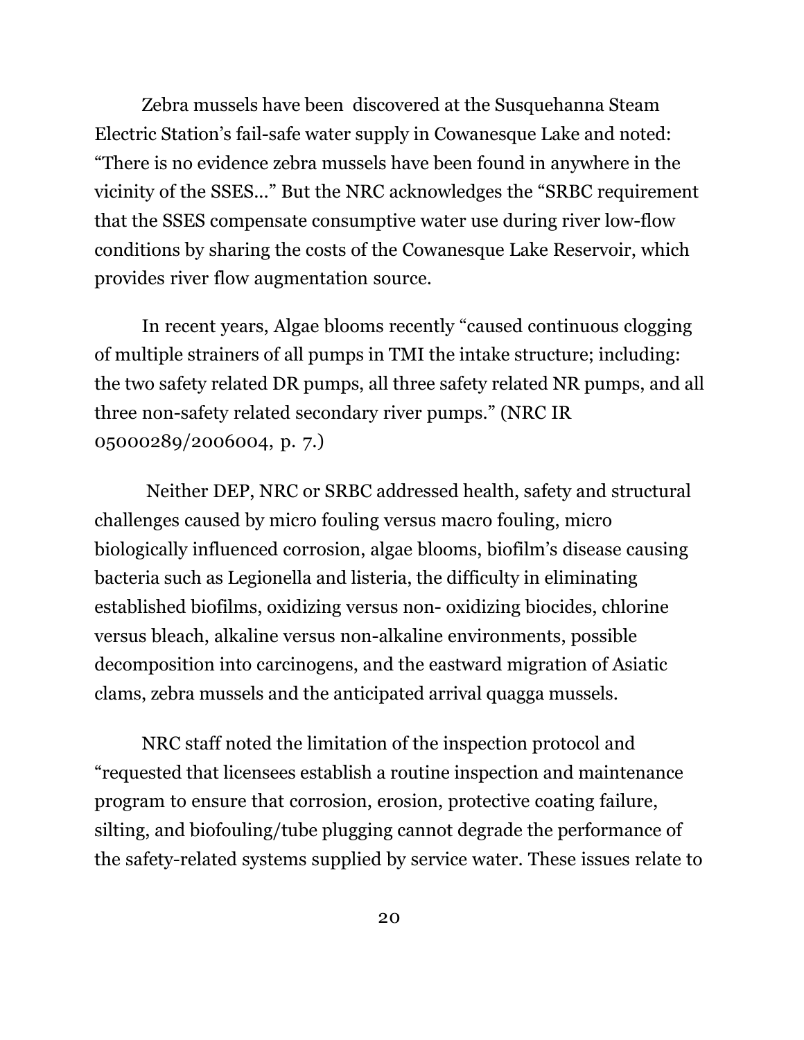Zebra mussels have been discovered at the Susquehanna Steam Electric Station's fail-safe water supply in Cowanesque Lake and noted: "There is no evidence zebra mussels have been found in anywhere in the vicinity of the SSES..." But the NRC acknowledges the "SRBC requirement that the SSES compensate consumptive water use during river low-flow conditions by sharing the costs of the Cowanesque Lake Reservoir, which provides river flow augmentation source.

In recent years, Algae blooms recently "caused continuous clogging of multiple strainers of all pumps in TMI the intake structure; including: the two safety related DR pumps, all three safety related NR pumps, and all three non-safety related secondary river pumps." (NRC IR 05000289/2006004, p. 7.)

Neither DEP, NRC or SRBC addressed health, safety and structural challenges caused by micro fouling versus macro fouling, micro biologically influenced corrosion, algae blooms, biofilm's disease causing bacteria such as Legionella and listeria, the difficulty in eliminating established biofilms, oxidizing versus non- oxidizing biocides, chlorine versus bleach, alkaline versus non-alkaline environments, possible decomposition into carcinogens, and the eastward migration of Asiatic clams, zebra mussels and the anticipated arrival quagga mussels.

NRC staff noted the limitation of the inspection protocol and "requested that licensees establish a routine inspection and maintenance program to ensure that corrosion, erosion, protective coating failure, silting, and biofouling/tube plugging cannot degrade the performance of the safety-related systems supplied by service water. These issues relate to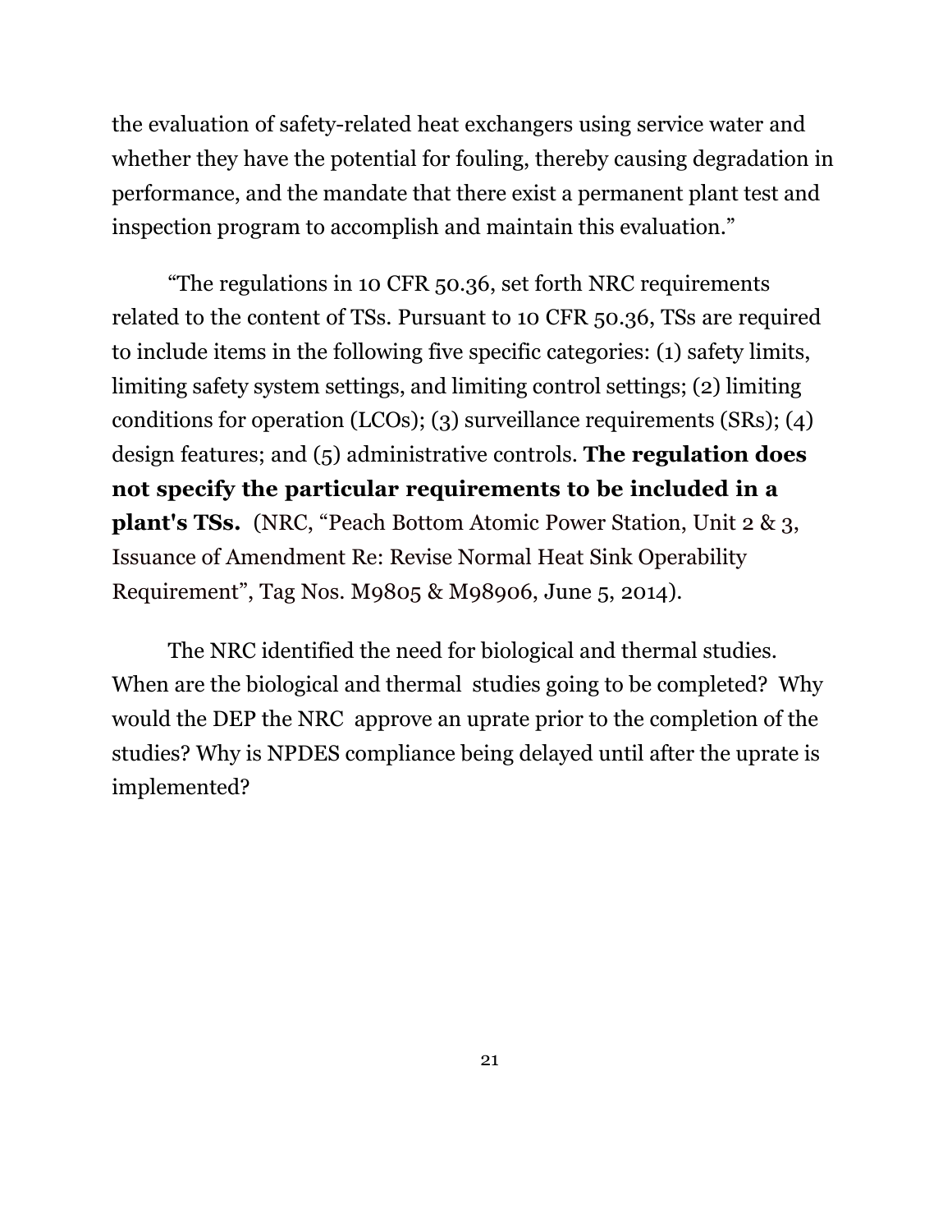the evaluation of safety-related heat exchangers using service water and whether they have the potential for fouling, thereby causing degradation in performance, and the mandate that there exist a permanent plant test and inspection program to accomplish and maintain this evaluation."

"The regulations in 10 CFR 50.36, set forth NRC requirements related to the content of TSs. Pursuant to 10 CFR 50.36, TSs are required to include items in the following five specific categories: (1) safety limits, limiting safety system settings, and limiting control settings; (2) limiting conditions for operation (LCOs); (3) surveillance requirements (SRs); (4) design features; and (5) administrative controls. **The regulation does not specify the particular requirements to be included in a plant's TSs.** (NRC, "Peach Bottom Atomic Power Station, Unit 2 & 3, Issuance of Amendment Re: Revise Normal Heat Sink Operability Requirement", Tag Nos. M9805 & M98906, June 5, 2014).

The NRC identified the need for biological and thermal studies. When are the biological and thermal studies going to be completed? Why would the DEP the NRC approve an uprate prior to the completion of the studies? Why is NPDES compliance being delayed until after the uprate is implemented?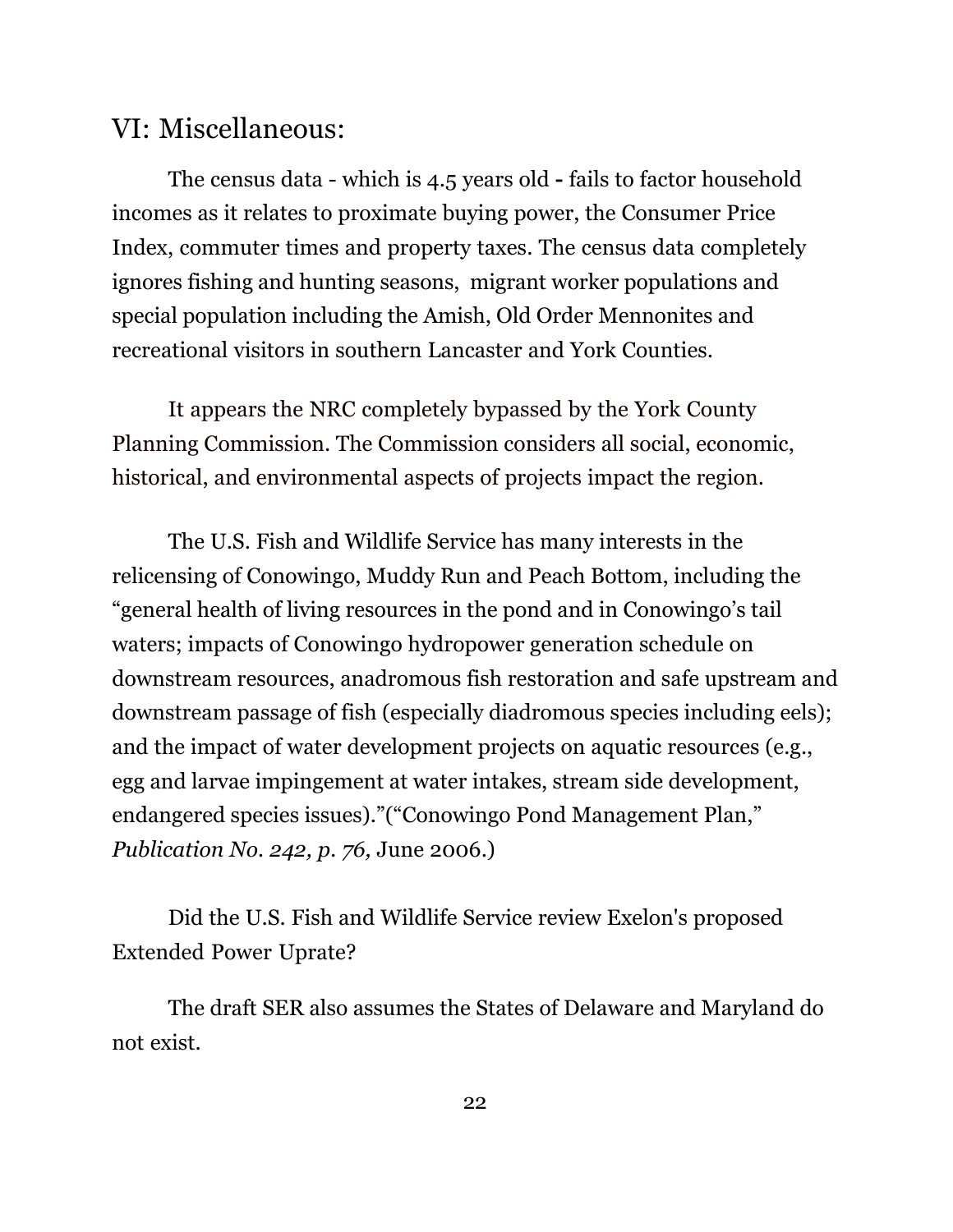## VI: Miscellaneous:

The census data - which is 4.5 years old **-** fails to factor household incomes as it relates to proximate buying power, the Consumer Price Index, commuter times and property taxes. The census data completely ignores fishing and hunting seasons, migrant worker populations and special population including the Amish, Old Order Mennonites and recreational visitors in southern Lancaster and York Counties.

It appears the NRC completely bypassed by the York County Planning Commission. The Commission considers all social, economic, historical, and environmental aspects of projects impact the region.

The U.S. Fish and Wildlife Service has many interests in the relicensing of Conowingo, Muddy Run and Peach Bottom, including the "general health of living resources in the pond and in Conowingo's tail waters; impacts of Conowingo hydropower generation schedule on downstream resources, anadromous fish restoration and safe upstream and downstream passage of fish (especially diadromous species including eels); and the impact of water development projects on aquatic resources (e.g., egg and larvae impingement at water intakes, stream side development, endangered species issues)."("Conowingo Pond Management Plan," *Publication No. 242, p. 76,* June 2006.)

Did the U.S. Fish and Wildlife Service review Exelon's proposed Extended Power Uprate?

The draft SER also assumes the States of Delaware and Maryland do not exist.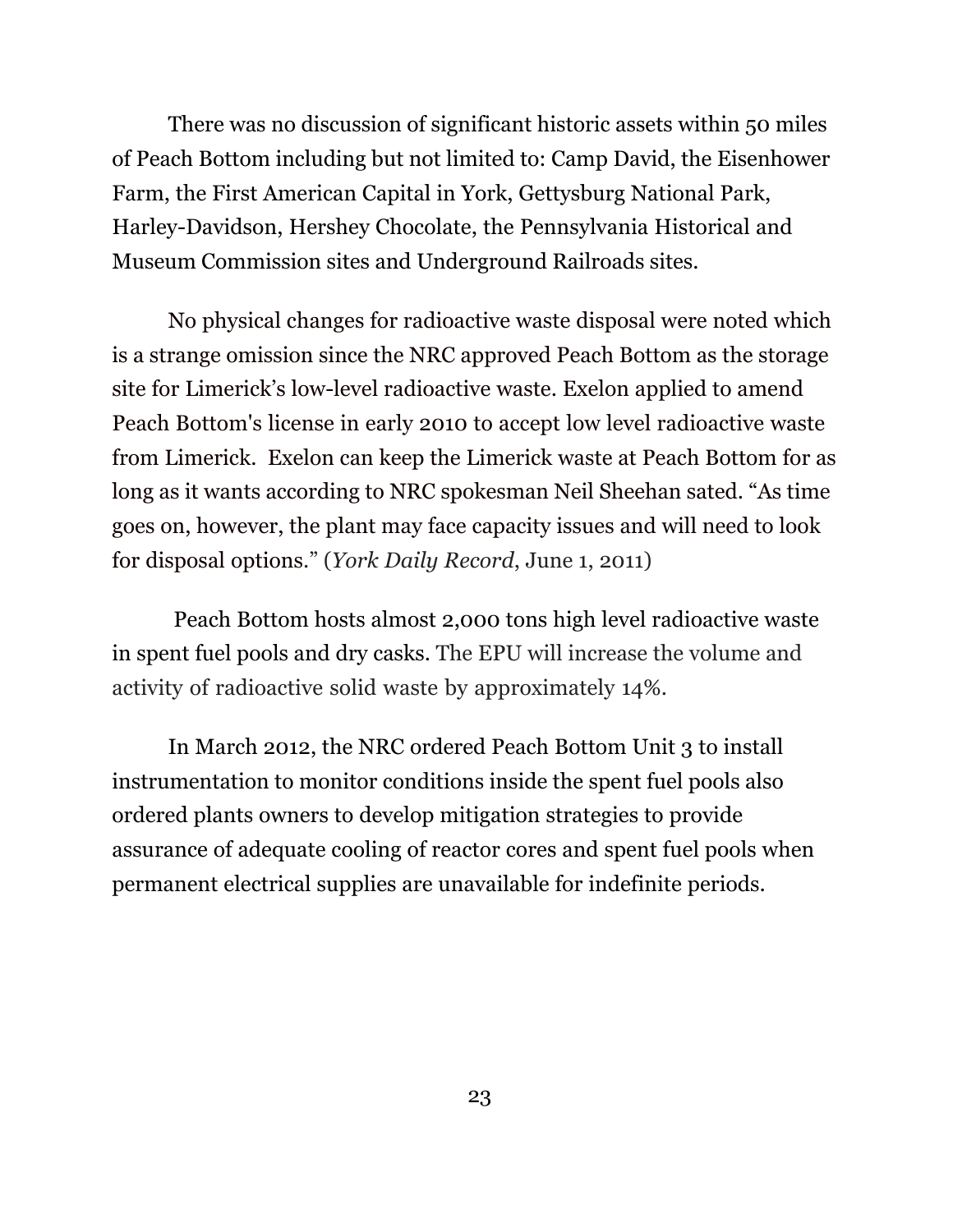There was no discussion of significant historic assets within 50 miles of Peach Bottom including but not limited to: Camp David, the Eisenhower Farm, the First American Capital in York, Gettysburg National Park, Harley-Davidson, Hershey Chocolate, the Pennsylvania Historical and Museum Commission sites and Underground Railroads sites.

No physical changes for radioactive waste disposal were noted which is a strange omission since the NRC approved Peach Bottom as the storage site for Limerick's low-level radioactive waste. Exelon applied to amend Peach Bottom's license in early 2010 to accept low level radioactive waste from Limerick. Exelon can keep the Limerick waste at Peach Bottom for as long as it wants according to NRC spokesman Neil Sheehan sated. "As time goes on, however, the plant may face capacity issues and will need to look for disposal options." (*York Daily Record*, June 1, 2011)

Peach Bottom hosts almost 2,000 tons high level radioactive waste in spent fuel pools and dry casks. The EPU will increase the volume and activity of radioactive solid waste by approximately 14%.

In March 2012, the NRC ordered Peach Bottom Unit 3 to install instrumentation to monitor conditions inside the spent fuel pools also ordered plants owners to develop mitigation strategies to provide assurance of adequate cooling of reactor cores and spent fuel pools when permanent electrical supplies are unavailable for indefinite periods.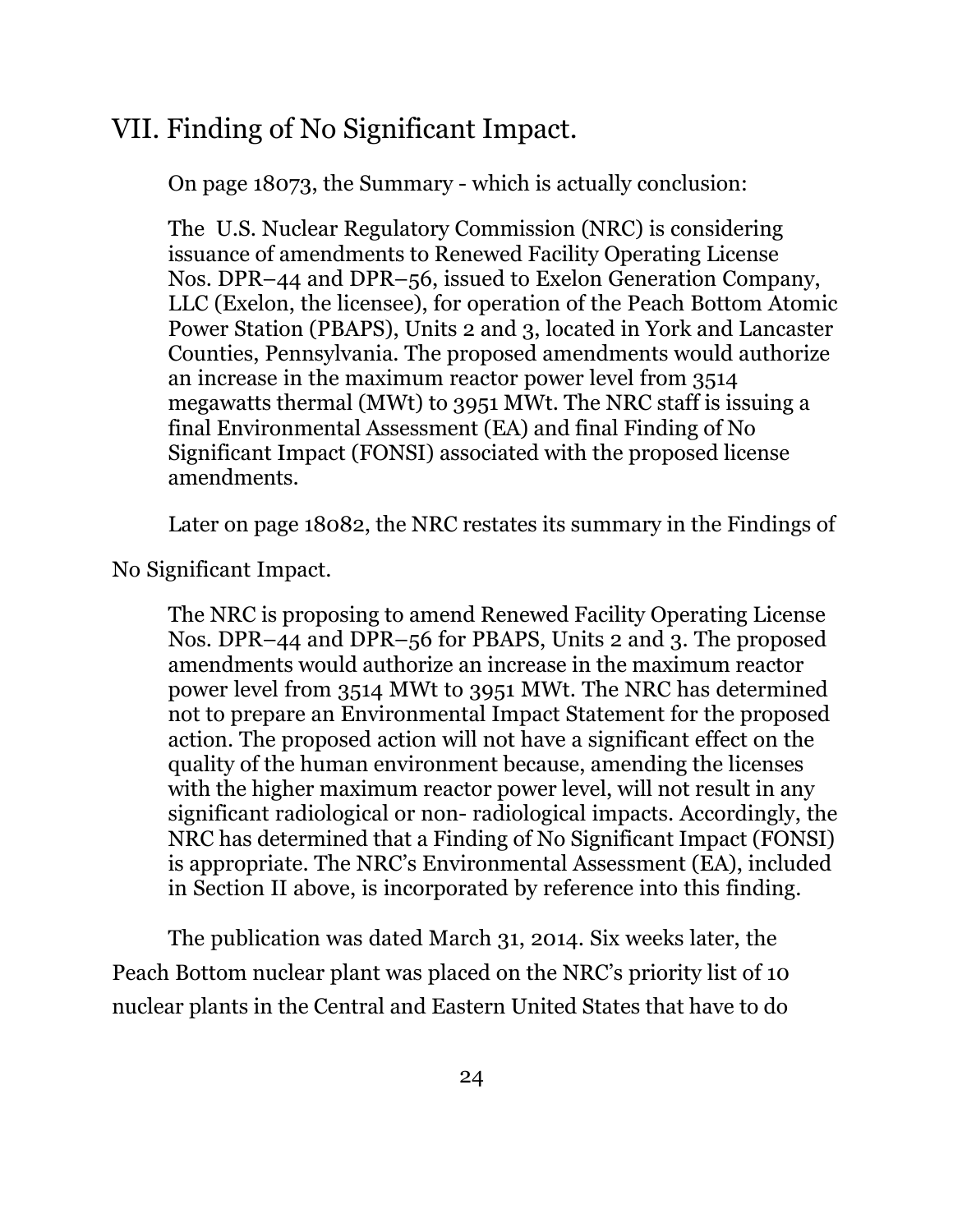## VII. Finding of No Significant Impact.

On page 18073, the Summary - which is actually conclusion:

> The U.S. Nuclear Regulatory Commission (NRC) is considering issuance of amendments to Renewed Facility Operating License Nos. DPR–44 and DPR–56, issued to Exelon Generation Company, LLC (Exelon, the licensee), for operation of the Peach Bottom Atomic Power Station (PBAPS), Units 2 and 3, located in York and Lancaster Counties, Pennsylvania. The proposed amendments would authorize an increase in the maximum reactor power level from 3514 megawatts thermal (MWt) to 3951 MWt. The NRC staff is issuing a final Environmental Assessment (EA) and final Finding of No Significant Impact (FONSI) associated with the proposed license amendments.

Later on page 18082, the NRC restates its summary in the Findings of No Significant Impact.

> The NRC is proposing to amend Renewed Facility Operating License Nos. DPR–44 and DPR–56 for PBAPS, Units 2 and 3. The proposed amendments would authorize an increase in the maximum reactor power level from 3514 MWt to 3951 MWt. The NRC has determined not to prepare an Environmental Impact Statement for the proposed action. The proposed action will not have a significant effect on the quality of the human environment because, amending the licenses with the higher maximum reactor power level, will not result in any significant radiological or non- radiological impacts. Accordingly, the NRC has determined that a Finding of No Significant Impact (FONSI) is appropriate. The NRC's Environmental Assessment (EA), included in Section II above, is incorporated by reference into this finding.

The publication was dated March 31, 2014. Six weeks later, the Peach Bottom nuclear plant was placed on the NRC's priority list of 10 nuclear plants in the Central and Eastern United States that have to do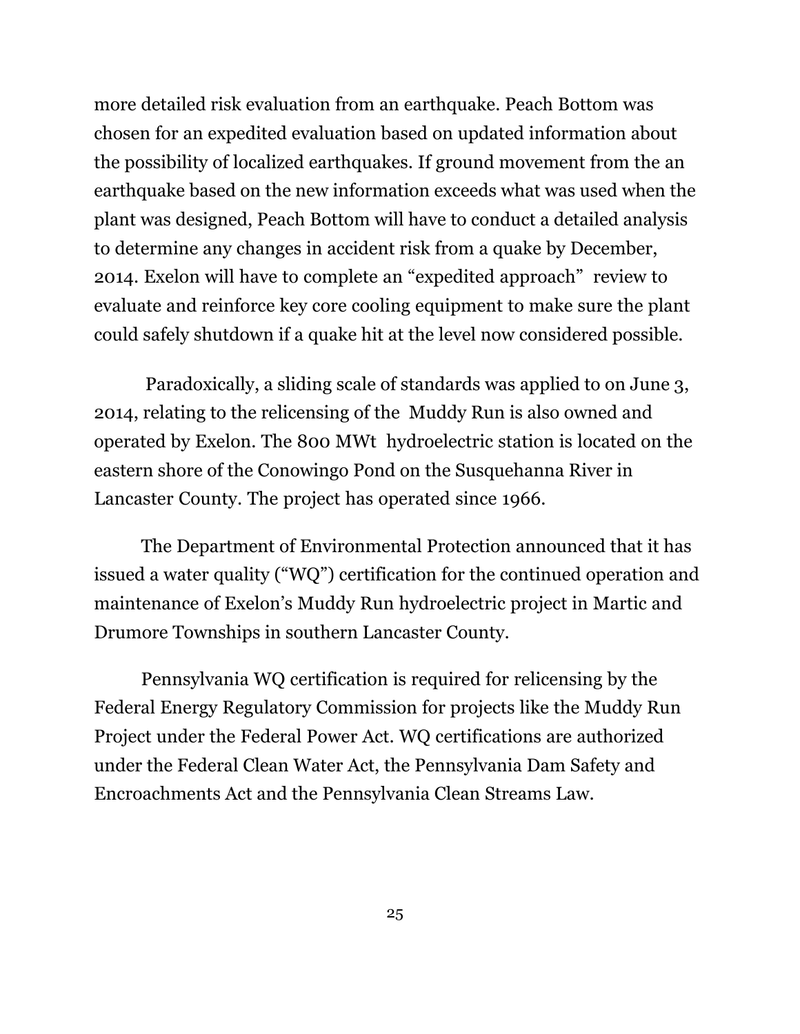more detailed risk evaluation from an earthquake. Peach Bottom was chosen for an expedited evaluation based on updated information about the possibility of localized earthquakes. If ground movement from the an earthquake based on the new information exceeds what was used when the plant was designed, Peach Bottom will have to conduct a detailed analysis to determine any changes in accident risk from a quake by December, 2014. Exelon will have to complete an "expedited approach" review to evaluate and reinforce key core cooling equipment to make sure the plant could safely shutdown if a quake hit at the level now considered possible.

Paradoxically, a sliding scale of standards was applied to on June 3, 2014, relating to the relicensing of the Muddy Run is also owned and operated by Exelon. The 800 MWt hydroelectric station is located on the eastern shore of the Conowingo Pond on the Susquehanna River in Lancaster County. The project has operated since 1966.

The Department of Environmental Protection announced that it has issued a water quality ("WQ") certification for the continued operation and maintenance of Exelon's Muddy Run hydroelectric project in Martic and Drumore Townships in southern Lancaster County.

Pennsylvania WQ certification is required for relicensing by the Federal Energy Regulatory Commission for projects like the Muddy Run Project under the Federal Power Act. WQ certifications are authorized under the Federal Clean Water Act, the Pennsylvania Dam Safety and Encroachments Act and the Pennsylvania Clean Streams Law.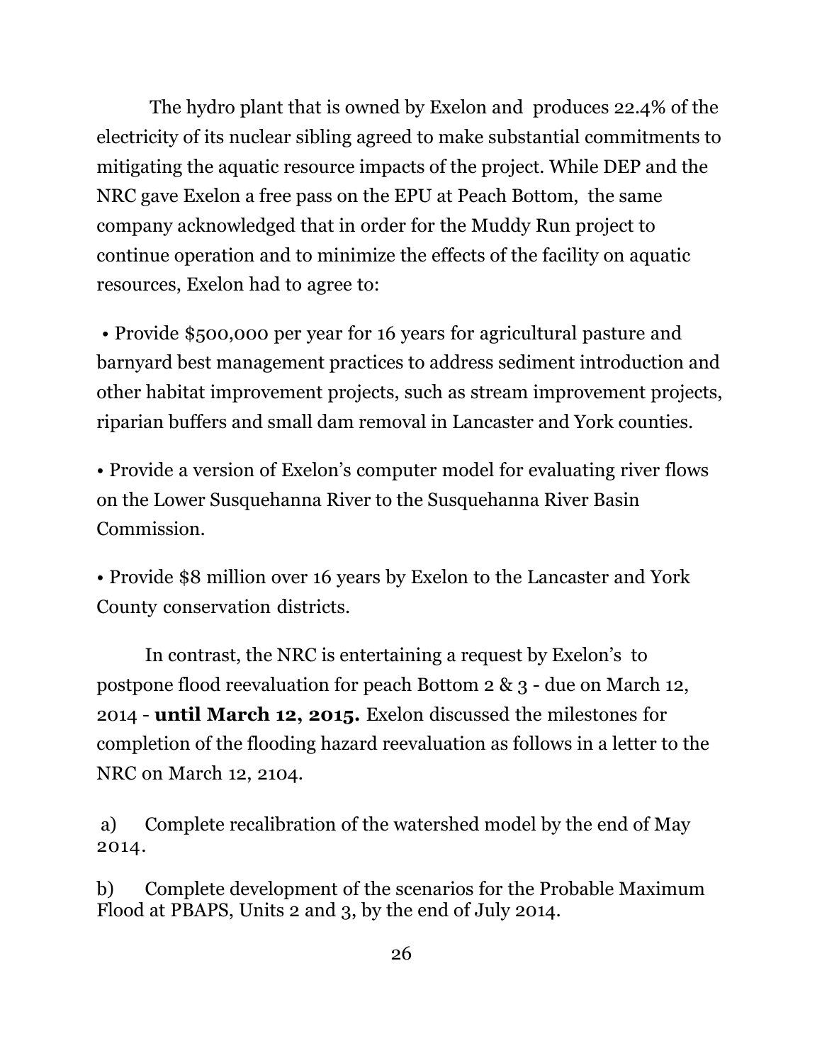The hydro plant that is owned by Exelon and produces 22.4% of the electricity of its nuclear sibling agreed to make substantial commitments to mitigating the aquatic resource impacts of the project. While DEP and the NRC gave Exelon a free pass on the EPU at Peach Bottom, the same company acknowledged that in order for the Muddy Run project to continue operation and to minimize the effects of the facility on aquatic resources, Exelon had to agree to:

• Provide $500,000 per year for 16 years for agricultural pasture and barnyard best management practices to address sediment introduction and other habitat improvement projects, such as stream improvement projects, riparian buffers and small dam removal in Lancaster and York counties.

• Provide a version of Exelon's computer model for evaluating river flows on the Lower Susquehanna River to the Susquehanna River Basin Commission.

• Provide $8 million over 16 years by Exelon to the Lancaster and York County conservation districts.

In contrast, the NRC is entertaining a request by Exelon's to postpone flood reevaluation for peach Bottom 2 & 3 - due on March 12, 2014 - **until March 12, 2015.** Exelon discussed the milestones for completion of the flooding hazard reevaluation as follows in a letter to the NRC on March 12, 2104.

a) Complete recalibration of the watershed model by the end of May 2014.

b) Complete development of the scenarios for the Probable Maximum Flood at PBAPS, Units 2 and 3, by the end of July 2014.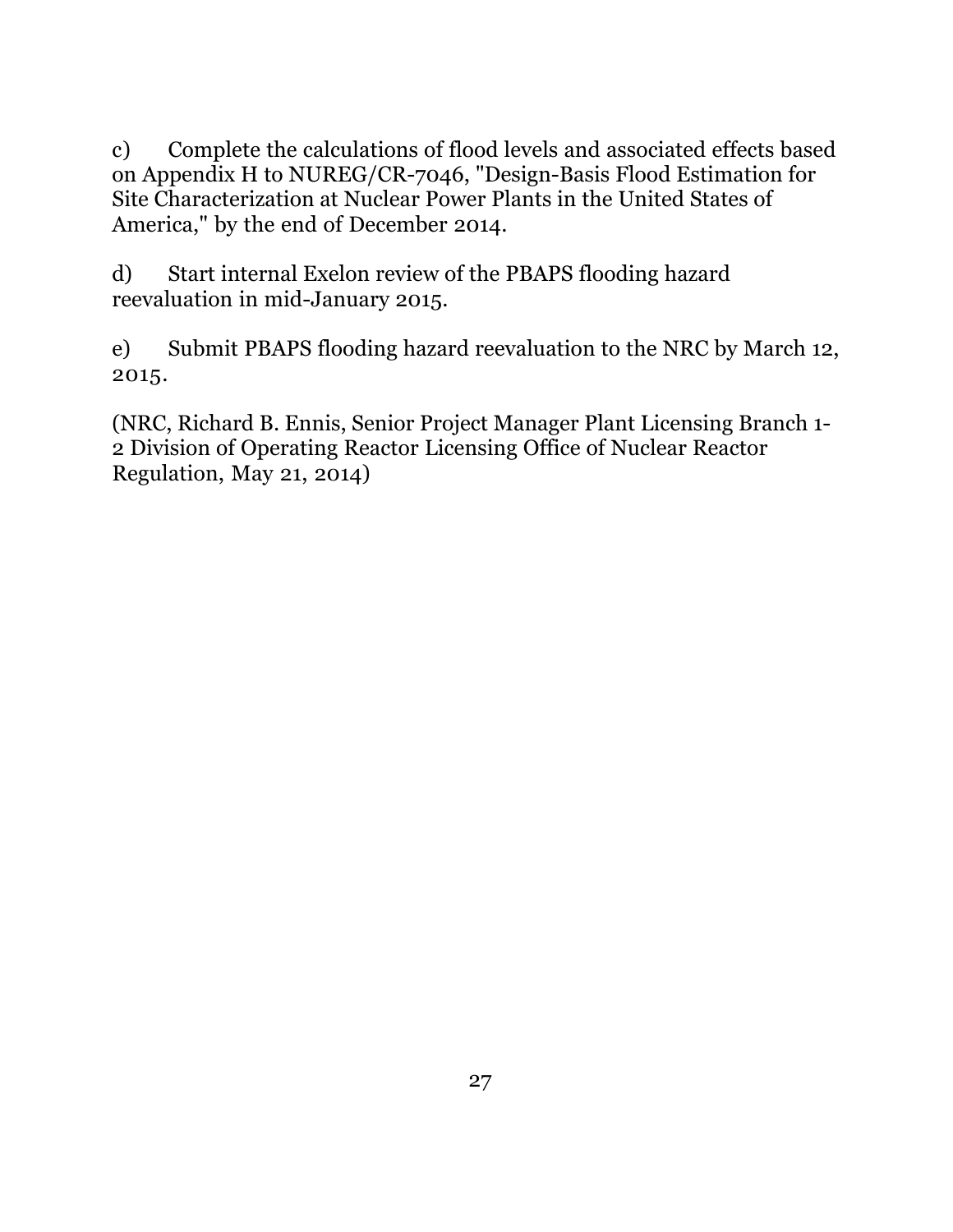c) Complete the calculations of flood levels and associated effects based on Appendix H to NUREG/CR-7046, "Design-Basis Flood Estimation for Site Characterization at Nuclear Power Plants in the United States of America," by the end of December 2014.

d) Start internal Exelon review of the PBAPS flooding hazard reevaluation in mid-January 2015.

e) Submit PBAPS flooding hazard reevaluation to the NRC by March 12, 2015.

(NRC, Richard B. Ennis, Senior Project Manager Plant Licensing Branch 1-2 Division of Operating Reactor Licensing Office of Nuclear Reactor Regulation, May 21, 2014)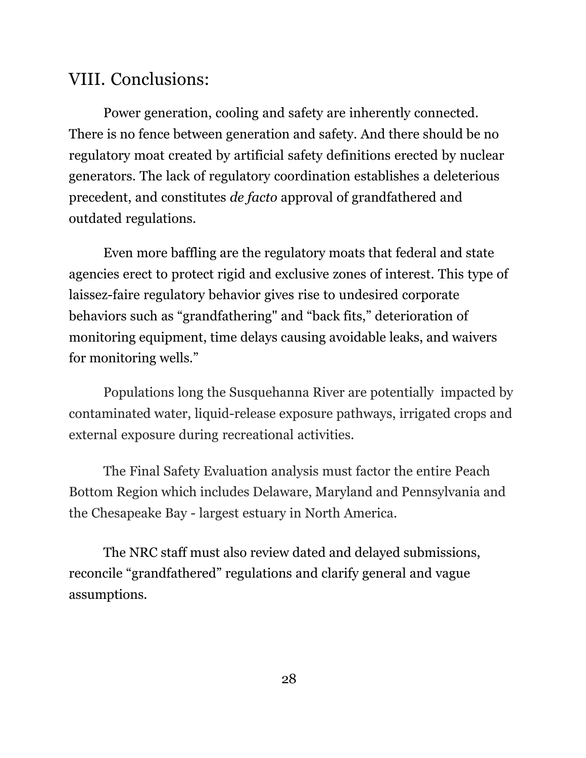## VIII. Conclusions:

Power generation, cooling and safety are inherently connected. There is no fence between generation and safety. And there should be no regulatory moat created by artificial safety definitions erected by nuclear generators. The lack of regulatory coordination establishes a deleterious precedent, and constitutes *de facto* approval of grandfathered and outdated regulations.

Even more baffling are the regulatory moats that federal and state agencies erect to protect rigid and exclusive zones of interest. This type of laissez-faire regulatory behavior gives rise to undesired corporate behaviors such as “grandfathering" and “back fits,” deterioration of monitoring equipment, time delays causing avoidable leaks, and waivers for monitoring wells.”

Populations long the Susquehanna River are potentially impacted by contaminated water, liquid-release exposure pathways, irrigated crops and external exposure during recreational activities.

The Final Safety Evaluation analysis must factor the entire Peach Bottom Region which includes Delaware, Maryland and Pennsylvania and the Chesapeake Bay - largest estuary in North America.

The NRC staff must also review dated and delayed submissions, reconcile “grandfathered” regulations and clarify general and vague assumptions.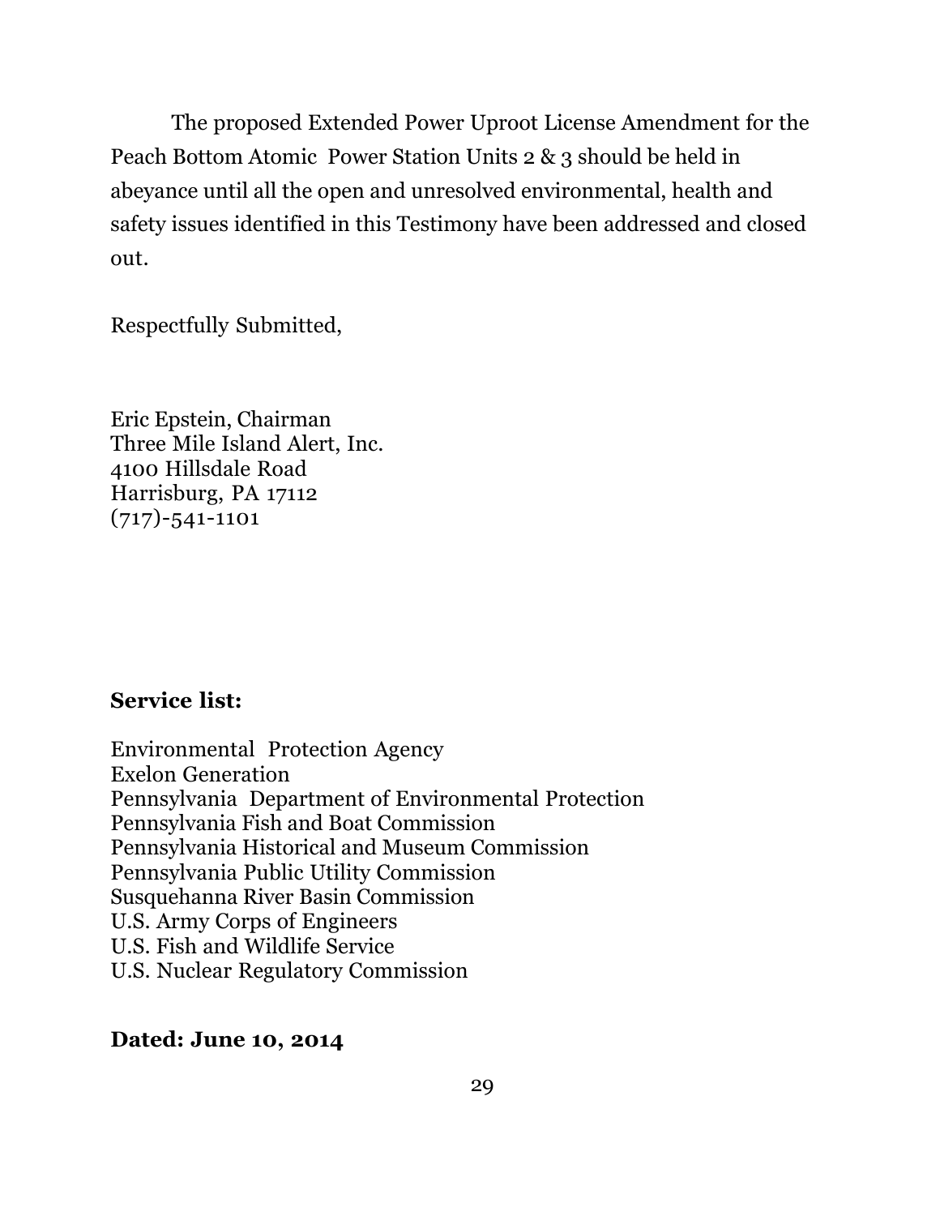The proposed Extended Power Uproot License Amendment for the Peach Bottom Atomic Power Station Units 2 & 3 should be held in abeyance until all the open and unresolved environmental, health and safety issues identified in this Testimony have been addressed and closed out.

Respectfully Submitted,

Eric Epstein, Chairman  
Three Mile Island Alert, Inc.  
4100 Hillsdale Road  
Harrisburg, PA 17112  
(717)-541-1101

**Service list:**

Environmental Protection Agency  
Exelon Generation  
Pennsylvania Department of Environmental Protection  
Pennsylvania Fish and Boat Commission  
Pennsylvania Historical and Museum Commission  
Pennsylvania Public Utility Commission  
Susquehanna River Basin Commission  
U.S. Army Corps of Engineers  
U.S. Fish and Wildlife Service  
U.S. Nuclear Regulatory Commission

**Dated: June 10, 2014**